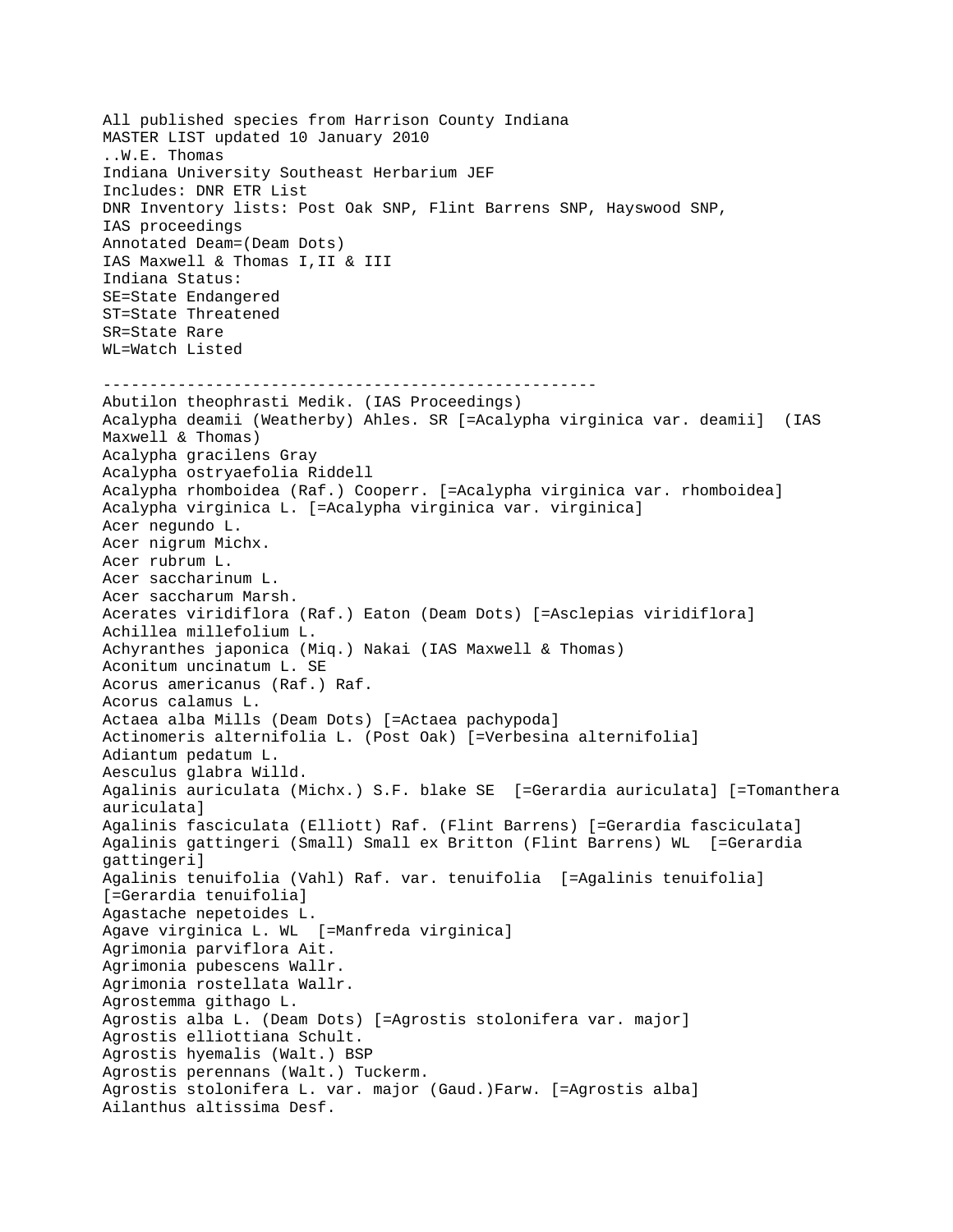All published species from Harrison County Indiana
MASTER LIST updated 10 January 2010
..W.E. Thomas
Indiana University Southeast Herbarium JEF
Includes: DNR ETR List
DNR Inventory lists: Post Oak SNP, Flint Barrens SNP, Hayswood SNP,
IAS proceedings
Annotated Deam=(Deam Dots)
IAS Maxwell & Thomas I,II & III
Indiana Status:
SE=State Endangered
ST=State Threatened
SR=State Rare
WL=Watch Listed

-----------------------------------------------------

Abutilon theophrasti Medik. (IAS Proceedings)
Acalypha deamii (Weatherby) Ahles. SR [=Acalypha virginica var. deamii] (IAS Maxwell & Thomas)
Acalypha gracilens Gray
Acalypha ostryaefolia Riddell
Acalypha rhomboidea (Raf.) Cooperr. [=Acalypha virginica var. rhomboidea]
Acalypha virginica L. [=Acalypha virginica var. virginica]
Acer negundo L.
Acer nigrum Michx.
Acer rubrum L.
Acer saccharinum L.
Acer saccharum Marsh.
Acerates viridiflora (Raf.) Eaton (Deam Dots) [=Asclepias viridiflora]
Achillea millefolium L.
Achyranthes japonica (Miq.) Nakai (IAS Maxwell & Thomas)
Aconitum uncinatum L. SE
Acorus americanus (Raf.) Raf.
Acorus calamus L.
Actaea alba Mills (Deam Dots) [=Actaea pachypoda]
Actinomeris alternifolia L. (Post Oak) [=Verbesina alternifolia]
Adiantum pedatum L.
Aesculus glabra Willd.
Agalinis auriculata (Michx.) S.F. blake SE [=Gerardia auriculata] [=Tomanthera auriculata]
Agalinis fasciculata (Elliott) Raf. (Flint Barrens) [=Gerardia fasciculata]
Agalinis gattingeri (Small) Small ex Britton (Flint Barrens) WL [=Gerardia gattingeri]
Agalinis tenuifolia (Vahl) Raf. var. tenuifolia [=Agalinis tenuifolia] [=Gerardia tenuifolia]
Agastache nepetoides L.
Agave virginica L. WL [=Manfreda virginica]
Agrimonia parviflora Ait.
Agrimonia pubescens Wallr.
Agrimonia rostellata Wallr.
Agrostemma githago L.
Agrostis alba L. (Deam Dots) [=Agrostis stolonifera var. major]
Agrostis elliottiana Schult.
Agrostis hyemalis (Walt.) BSP
Agrostis perennans (Walt.) Tuckerm.
Agrostis stolonifera L. var. major (Gaud.)Farw. [=Agrostis alba]
Ailanthus altissima Desf.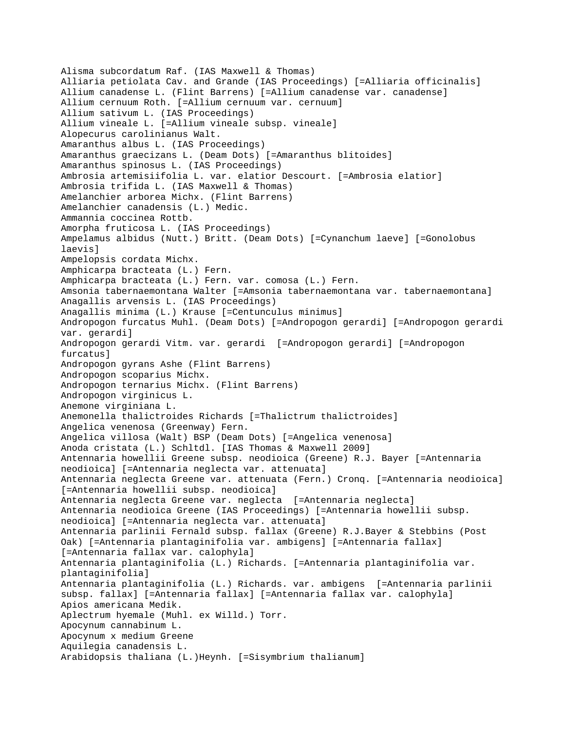Alisma subcordatum Raf. (IAS Maxwell & Thomas)
Alliaria petiolata Cav. and Grande (IAS Proceedings) [=Alliaria officinalis]
Allium canadense L. (Flint Barrens) [=Allium canadense var. canadense]
Allium cernuum Roth. [=Allium cernuum var. cernuum]
Allium sativum L. (IAS Proceedings)
Allium vineale L. [=Allium vineale subsp. vineale]
Alopecurus carolinianus Walt.
Amaranthus albus L. (IAS Proceedings)
Amaranthus graecizans L. (Deam Dots) [=Amaranthus blitoides]
Amaranthus spinosus L. (IAS Proceedings)
Ambrosia artemisiifolia L. var. elatior Descourt. [=Ambrosia elatior]
Ambrosia trifida L. (IAS Maxwell & Thomas)
Amelanchier arborea Michx. (Flint Barrens)
Amelanchier canadensis (L.) Medic.
Ammannia coccinea Rottb.
Amorpha fruticosa L. (IAS Proceedings)
Ampelamus albidus (Nutt.) Britt. (Deam Dots) [=Cynanchum laeve] [=Gonolobus laevis]
Ampelopsis cordata Michx.
Amphicarpa bracteata (L.) Fern.
Amphicarpa bracteata (L.) Fern. var. comosa (L.) Fern.
Amsonia tabernaemontana Walter [=Amsonia tabernaemontana var. tabernaemontana]
Anagallis arvensis L. (IAS Proceedings)
Anagallis minima (L.) Krause [=Centunculus minimus]
Andropogon furcatus Muhl. (Deam Dots) [=Andropogon gerardi] [=Andropogon gerardi var. gerardi]
Andropogon gerardi Vitm. var. gerardi [=Andropogon gerardi] [=Andropogon furcatus]
Andropogon gyrans Ashe (Flint Barrens)
Andropogon scoparius Michx.
Andropogon ternarius Michx. (Flint Barrens)
Andropogon virginicus L.
Anemone virginiana L.
Anemonella thalictroides Richards [=Thalictrum thalictroides]
Angelica venenosa (Greenway) Fern.
Angelica villosa (Walt) BSP (Deam Dots) [=Angelica venenosa]
Anoda cristata (L.) Schltdl. [IAS Thomas & Maxwell 2009]
Antennaria howellii Greene subsp. neodioica (Greene) R.J. Bayer [=Antennaria neodioica] [=Antennaria neglecta var. attenuata]
Antennaria neglecta Greene var. attenuata (Fern.) Cronq. [=Antennaria neodioica] [=Antennaria howellii subsp. neodioica]
Antennaria neglecta Greene var. neglecta [=Antennaria neglecta]
Antennaria neodioica Greene (IAS Proceedings) [=Antennaria howellii subsp. neodioica] [=Antennaria neglecta var. attenuata]
Antennaria parlinii Fernald subsp. fallax (Greene) R.J.Bayer & Stebbins (Post Oak) [=Antennaria plantaginifolia var. ambigens] [=Antennaria fallax] [=Antennaria fallax var. calophyla]
Antennaria plantaginifolia (L.) Richards. [=Antennaria plantaginifolia var. plantaginifolia]
Antennaria plantaginifolia (L.) Richards. var. ambigens [=Antennaria parlinii subsp. fallax] [=Antennaria fallax] [=Antennaria fallax var. calophyla]
Apios americana Medik.
Aplectrum hyemale (Muhl. ex Willd.) Torr.
Apocynum cannabinum L.
Apocynum x medium Greene
Aquilegia canadensis L.
Arabidopsis thaliana (L.)Heynh. [=Sisymbrium thalianum]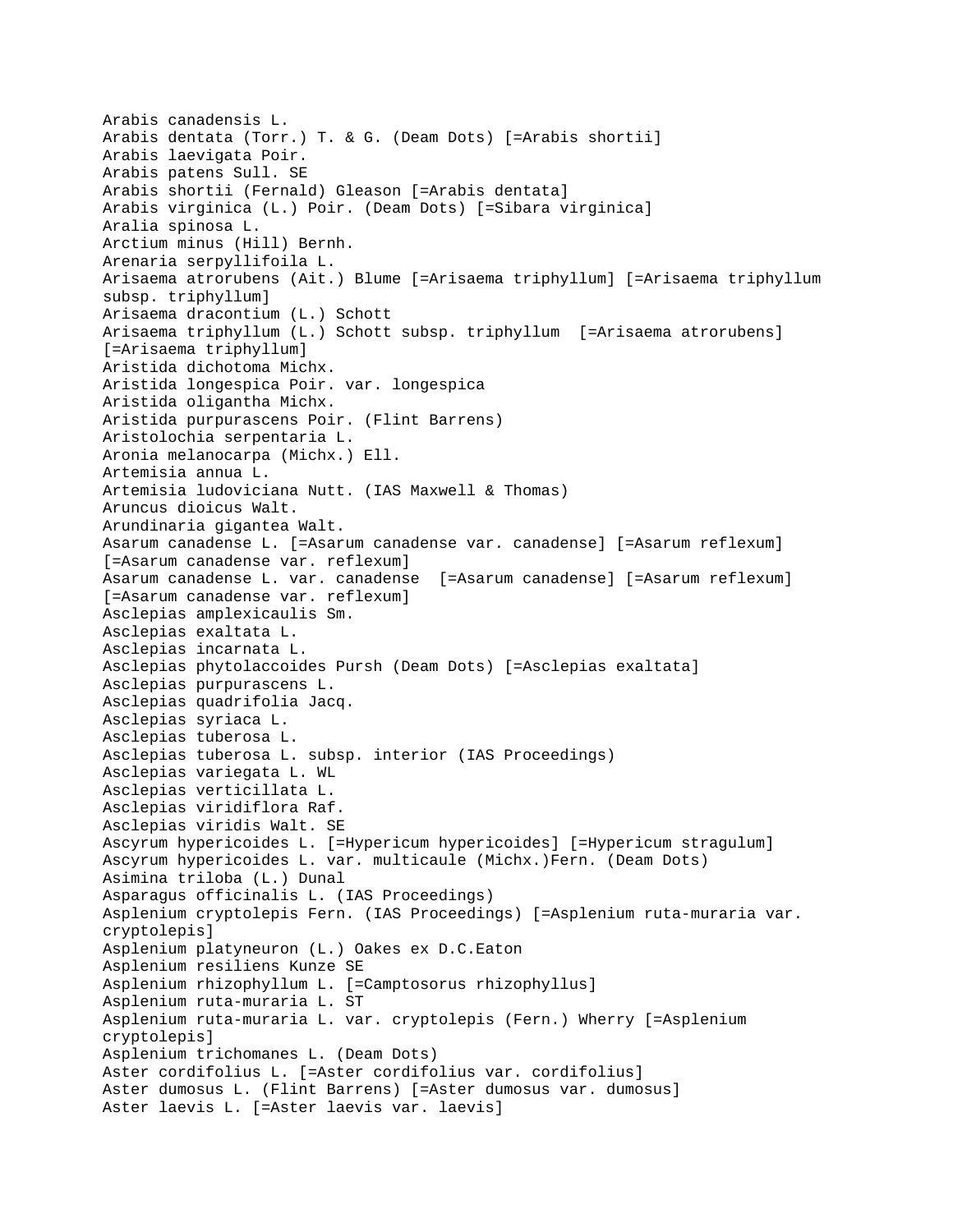Arabis canadensis L.
Arabis dentata (Torr.) T. & G. (Deam Dots) [=Arabis shortii]
Arabis laevigata Poir.
Arabis patens Sull. SE
Arabis shortii (Fernald) Gleason [=Arabis dentata]
Arabis virginica (L.) Poir. (Deam Dots) [=Sibara virginica]
Aralia spinosa L.
Arctium minus (Hill) Bernh.
Arenaria serpyllifoila L.
Arisaema atrorubens (Ait.) Blume [=Arisaema triphyllum] [=Arisaema triphyllum subsp. triphyllum]
Arisaema dracontium (L.) Schott
Arisaema triphyllum (L.) Schott subsp. triphyllum [=Arisaema atrorubens] [=Arisaema triphyllum]
Aristida dichotoma Michx.
Aristida longespica Poir. var. longespica
Aristida oligantha Michx.
Aristida purpurascens Poir. (Flint Barrens)
Aristolochia serpentaria L.
Aronia melanocarpa (Michx.) Ell.
Artemisia annua L.
Artemisia ludoviciana Nutt. (IAS Maxwell & Thomas)
Aruncus dioicus Walt.
Arundinaria gigantea Walt.
Asarum canadense L. [=Asarum canadense var. canadense] [=Asarum reflexum] [=Asarum canadense var. reflexum]
Asarum canadense L. var. canadense [=Asarum canadense] [=Asarum reflexum] [=Asarum canadense var. reflexum]
Asclepias amplexicaulis Sm.
Asclepias exaltata L.
Asclepias incarnata L.
Asclepias phytolaccoides Pursh (Deam Dots) [=Asclepias exaltata]
Asclepias purpurascens L.
Asclepias quadrifolia Jacq.
Asclepias syriaca L.
Asclepias tuberosa L.
Asclepias tuberosa L. subsp. interior (IAS Proceedings)
Asclepias variegata L. WL
Asclepias verticillata L.
Asclepias viridiflora Raf.
Asclepias viridis Walt. SE
Ascyrum hypericoides L. [=Hypericum hypericoides] [=Hypericum stragulum]
Ascyrum hypericoides L. var. multicaule (Michx.)Fern. (Deam Dots)
Asimina triloba (L.) Dunal
Asparagus officinalis L. (IAS Proceedings)
Asplenium cryptolepis Fern. (IAS Proceedings) [=Asplenium ruta-muraria var. cryptolepis]
Asplenium platyneuron (L.) Oakes ex D.C.Eaton
Asplenium resiliens Kunze SE
Asplenium rhizophyllum L. [=Camptosorus rhizophyllus]
Asplenium ruta-muraria L. ST
Asplenium ruta-muraria L. var. cryptolepis (Fern.) Wherry [=Asplenium cryptolepis]
Asplenium trichomanes L. (Deam Dots)
Aster cordifolius L. [=Aster cordifolius var. cordifolius]
Aster dumosus L. (Flint Barrens) [=Aster dumosus var. dumosus]
Aster laevis L. [=Aster laevis var. laevis]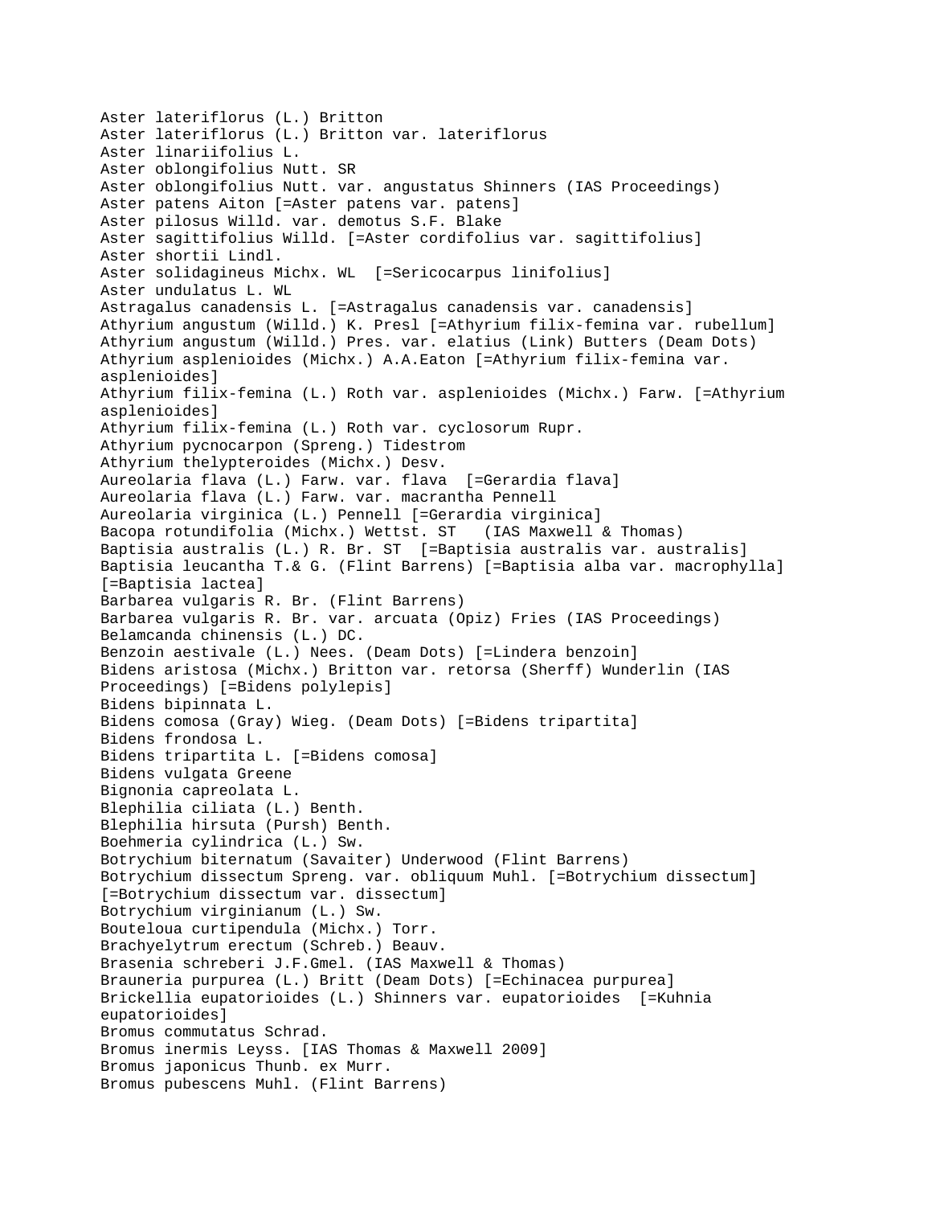Aster lateriflorus (L.) Britton
Aster lateriflorus (L.) Britton var. lateriflorus
Aster linariifolius L.
Aster oblongifolius Nutt. SR
Aster oblongifolius Nutt. var. angustatus Shinners (IAS Proceedings)
Aster patens Aiton [=Aster patens var. patens]
Aster pilosus Willd. var. demotus S.F. Blake
Aster sagittifolius Willd. [=Aster cordifolius var. sagittifolius]
Aster shortii Lindl.
Aster solidagineus Michx. WL [=Sericocarpus linifolius]
Aster undulatus L. WL
Astragalus canadensis L. [=Astragalus canadensis var. canadensis]
Athyrium angustum (Willd.) K. Presl [=Athyrium filix-femina var. rubellum]
Athyrium angustum (Willd.) Pres. var. elatius (Link) Butters (Deam Dots)
Athyrium asplenioides (Michx.) A.A.Eaton [=Athyrium filix-femina var. asplenioides]
Athyrium filix-femina (L.) Roth var. asplenioides (Michx.) Farw. [=Athyrium asplenioides]
Athyrium filix-femina (L.) Roth var. cyclosorum Rupr.
Athyrium pycnocarpon (Spreng.) Tidestrom
Athyrium thelypteroides (Michx.) Desv.
Aureolaria flava (L.) Farw. var. flava [=Gerardia flava]
Aureolaria flava (L.) Farw. var. macrantha Pennell
Aureolaria virginica (L.) Pennell [=Gerardia virginica]
Bacopa rotundifolia (Michx.) Wettst. ST (IAS Maxwell & Thomas)
Baptisia australis (L.) R. Br. ST [=Baptisia australis var. australis]
Baptisia leucantha T.& G. (Flint Barrens) [=Baptisia alba var. macrophylla] [=Baptisia lactea]
Barbarea vulgaris R. Br. (Flint Barrens)
Barbarea vulgaris R. Br. var. arcuata (Opiz) Fries (IAS Proceedings)
Belamcanda chinensis (L.) DC.
Benzoin aestivale (L.) Nees. (Deam Dots) [=Lindera benzoin]
Bidens aristosa (Michx.) Britton var. retorsa (Sherff) Wunderlin (IAS Proceedings) [=Bidens polylepis]
Bidens bipinnata L.
Bidens comosa (Gray) Wieg. (Deam Dots) [=Bidens tripartita]
Bidens frondosa L.
Bidens tripartita L. [=Bidens comosa]
Bidens vulgata Greene
Bignonia capreolata L.
Blephilia ciliata (L.) Benth.
Blephilia hirsuta (Pursh) Benth.
Boehmeria cylindrica (L.) Sw.
Botrychium biternatum (Savaiter) Underwood (Flint Barrens)
Botrychium dissectum Spreng. var. obliquum Muhl. [=Botrychium dissectum] [=Botrychium dissectum var. dissectum]
Botrychium virginianum (L.) Sw.
Bouteloua curtipendula (Michx.) Torr.
Brachyelytrum erectum (Schreb.) Beauv.
Brasenia schreberi J.F.Gmel. (IAS Maxwell & Thomas)
Brauneria purpurea (L.) Britt (Deam Dots) [=Echinacea purpurea]
Brickellia eupatorioides (L.) Shinners var. eupatorioides [=Kuhnia eupatorioides]
Bromus commutatus Schrad.
Bromus inermis Leyss. [IAS Thomas & Maxwell 2009]
Bromus japonicus Thunb. ex Murr.
Bromus pubescens Muhl. (Flint Barrens)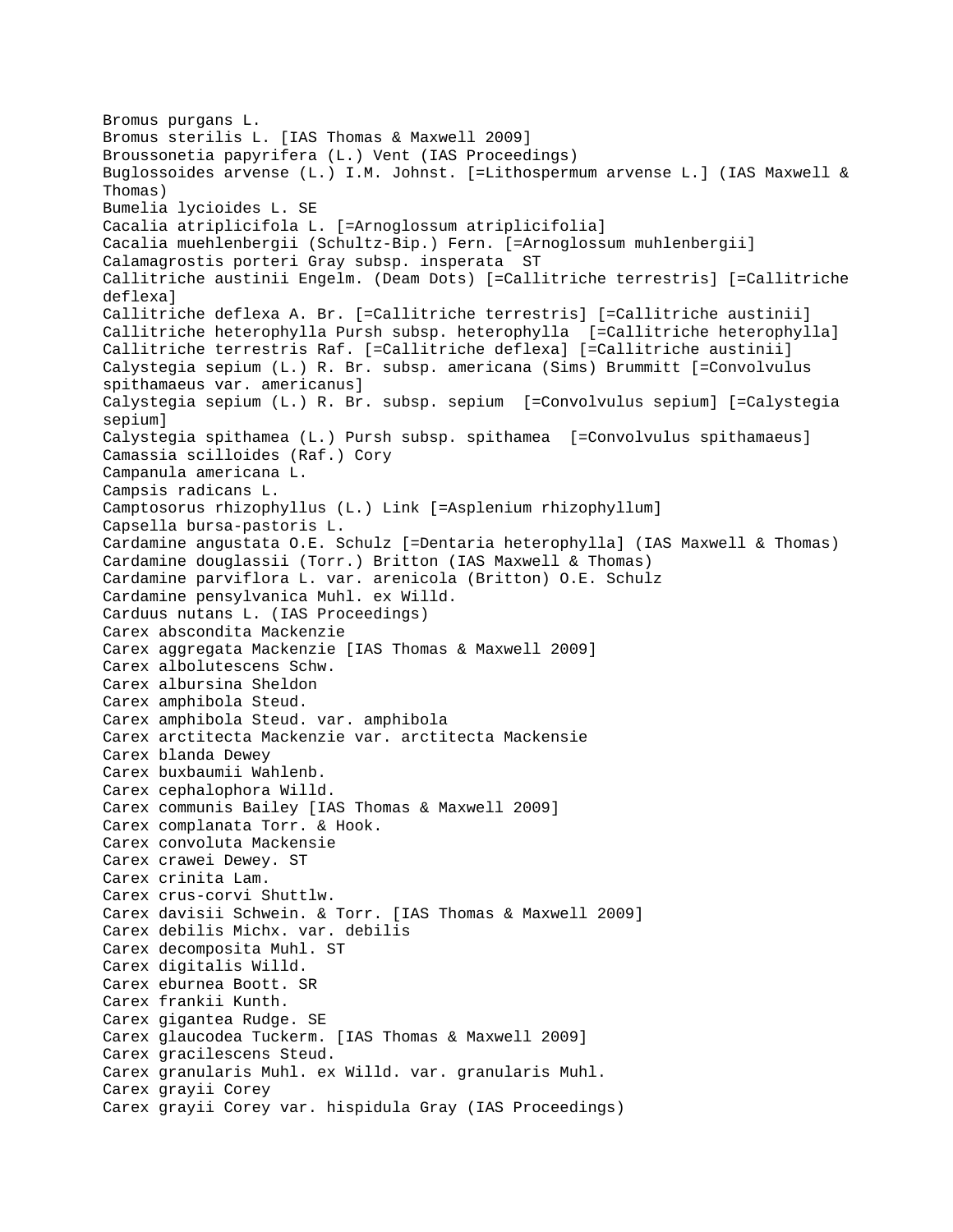Bromus purgans L.
Bromus sterilis L. [IAS Thomas & Maxwell 2009]
Broussonetia papyrifera (L.) Vent (IAS Proceedings)
Buglossoides arvense (L.) I.M. Johnst. [=Lithospermum arvense L.] (IAS Maxwell & Thomas)
Bumelia lycioides L. SE
Cacalia atriplicifola L. [=Arnoglossum atriplicifolia]
Cacalia muehlenbergii (Schultz-Bip.) Fern. [=Arnoglossum muhlenbergii]
Calamagrostis porteri Gray subsp. insperata ST
Callitriche austinii Engelm. (Deam Dots) [=Callitriche terrestris] [=Callitriche deflexa]
Callitriche deflexa A. Br. [=Callitriche terrestris] [=Callitriche austinii]
Callitriche heterophylla Pursh subsp. heterophylla [=Callitriche heterophylla]
Callitriche terrestris Raf. [=Callitriche deflexa] [=Callitriche austinii]
Calystegia sepium (L.) R. Br. subsp. americana (Sims) Brummitt [=Convolvulus spithamaeus var. americanus]
Calystegia sepium (L.) R. Br. subsp. sepium [=Convolvulus sepium] [=Calystegia sepium]
Calystegia spithamea (L.) Pursh subsp. spithamea [=Convolvulus spithamaeus]
Camassia scilloides (Raf.) Cory
Campanula americana L.
Campsis radicans L.
Camptosorus rhizophyllus (L.) Link [=Asplenium rhizophyllum]
Capsella bursa-pastoris L.
Cardamine angustata O.E. Schulz [=Dentaria heterophylla] (IAS Maxwell & Thomas)
Cardamine douglassii (Torr.) Britton (IAS Maxwell & Thomas)
Cardamine parviflora L. var. arenicola (Britton) O.E. Schulz
Cardamine pensylvanica Muhl. ex Willd.
Carduus nutans L. (IAS Proceedings)
Carex abscondita Mackenzie
Carex aggregata Mackenzie [IAS Thomas & Maxwell 2009]
Carex albolutescens Schw.
Carex albursina Sheldon
Carex amphibola Steud.
Carex amphibola Steud. var. amphibola
Carex arctitecta Mackenzie var. arctitecta Mackensie
Carex blanda Dewey
Carex buxbaumii Wahlenb.
Carex cephalophora Willd.
Carex communis Bailey [IAS Thomas & Maxwell 2009]
Carex complanata Torr. & Hook.
Carex convoluta Mackensie
Carex crawei Dewey. ST
Carex crinita Lam.
Carex crus-corvi Shuttlw.
Carex davisii Schwein. & Torr. [IAS Thomas & Maxwell 2009]
Carex debilis Michx. var. debilis
Carex decomposita Muhl. ST
Carex digitalis Willd.
Carex eburnea Boott. SR
Carex frankii Kunth.
Carex gigantea Rudge. SE
Carex glaucodea Tuckerm. [IAS Thomas & Maxwell 2009]
Carex gracilescens Steud.
Carex granularis Muhl. ex Willd. var. granularis Muhl.
Carex grayii Corey
Carex grayii Corey var. hispidula Gray (IAS Proceedings)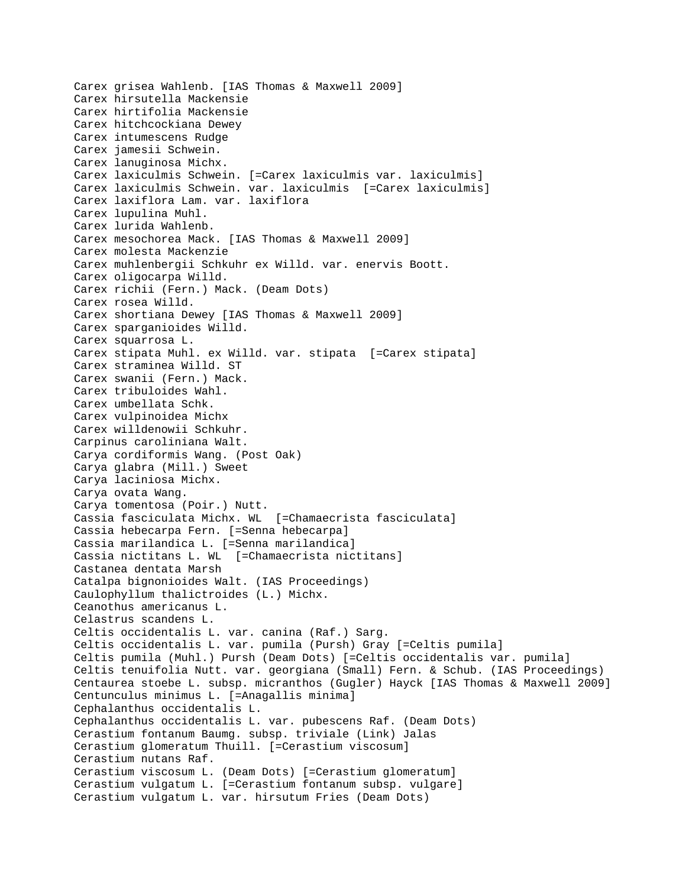Carex grisea Wahlenb. [IAS Thomas & Maxwell 2009]
Carex hirsutella Mackensie
Carex hirtifolia Mackensie
Carex hitchcockiana Dewey
Carex intumescens Rudge
Carex jamesii Schwein.
Carex lanuginosa Michx.
Carex laxiculmis Schwein. [=Carex laxiculmis var. laxiculmis]
Carex laxiculmis Schwein. var. laxiculmis [=Carex laxiculmis]
Carex laxiflora Lam. var. laxiflora
Carex lupulina Muhl.
Carex lurida Wahlenb.
Carex mesochorea Mack. [IAS Thomas & Maxwell 2009]
Carex molesta Mackenzie
Carex muhlenbergii Schkuhr ex Willd. var. enervis Boott.
Carex oligocarpa Willd.
Carex richii (Fern.) Mack. (Deam Dots)
Carex rosea Willd.
Carex shortiana Dewey [IAS Thomas & Maxwell 2009]
Carex sparganioides Willd.
Carex squarrosa L.
Carex stipata Muhl. ex Willd. var. stipata [=Carex stipata]
Carex straminea Willd. ST
Carex swanii (Fern.) Mack.
Carex tribuloides Wahl.
Carex umbellata Schk.
Carex vulpinoidea Michx
Carex willdenowii Schkuhr.
Carpinus caroliniana Walt.
Carya cordiformis Wang. (Post Oak)
Carya glabra (Mill.) Sweet
Carya laciniosa Michx.
Carya ovata Wang.
Carya tomentosa (Poir.) Nutt.
Cassia fasciculata Michx. WL [=Chamaecrista fasciculata]
Cassia hebecarpa Fern. [=Senna hebecarpa]
Cassia marilandica L. [=Senna marilandica]
Cassia nictitans L. WL [=Chamaecrista nictitans]
Castanea dentata Marsh
Catalpa bignonioides Walt. (IAS Proceedings)
Caulophyllum thalictroides (L.) Michx.
Ceanothus americanus L.
Celastrus scandens L.
Celtis occidentalis L. var. canina (Raf.) Sarg.
Celtis occidentalis L. var. pumila (Pursh) Gray [=Celtis pumila]
Celtis pumila (Muhl.) Pursh (Deam Dots) [=Celtis occidentalis var. pumila]
Celtis tenuifolia Nutt. var. georgiana (Small) Fern. & Schub. (IAS Proceedings)
Centaurea stoebe L. subsp. micranthos (Gugler) Hayck [IAS Thomas & Maxwell 2009]
Centunculus minimus L. [=Anagallis minima]
Cephalanthus occidentalis L.
Cephalanthus occidentalis L. var. pubescens Raf. (Deam Dots)
Cerastium fontanum Baumg. subsp. triviale (Link) Jalas
Cerastium glomeratum Thuill. [=Cerastium viscosum]
Cerastium nutans Raf.
Cerastium viscosum L. (Deam Dots) [=Cerastium glomeratum]
Cerastium vulgatum L. [=Cerastium fontanum subsp. vulgare]
Cerastium vulgatum L. var. hirsutum Fries (Deam Dots)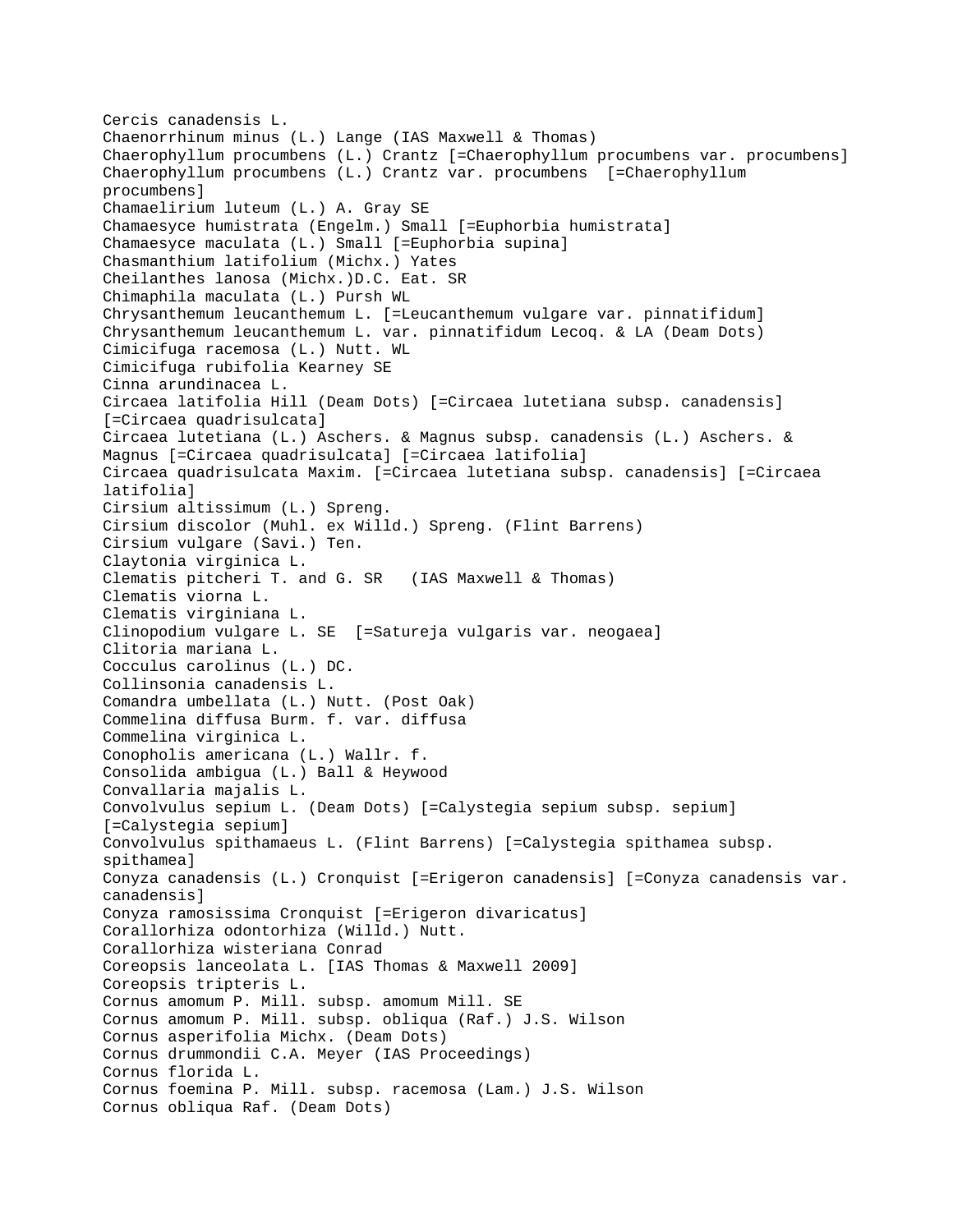Cercis canadensis L.
Chaenorrhinum minus (L.) Lange (IAS Maxwell & Thomas)
Chaerophyllum procumbens (L.) Crantz [=Chaerophyllum procumbens var. procumbens]
Chaerophyllum procumbens (L.) Crantz var. procumbens [=Chaerophyllum procumbens]
Chamaelirium luteum (L.) A. Gray SE
Chamaesyce humistrata (Engelm.) Small [=Euphorbia humistrata]
Chamaesyce maculata (L.) Small [=Euphorbia supina]
Chasmanthium latifolium (Michx.) Yates
Cheilanthes lanosa (Michx.)D.C. Eat. SR
Chimaphila maculata (L.) Pursh WL
Chrysanthemum leucanthemum L. [=Leucanthemum vulgare var. pinnatifidum]
Chrysanthemum leucanthemum L. var. pinnatifidum Lecoq. & LA (Deam Dots)
Cimicifuga racemosa (L.) Nutt. WL
Cimicifuga rubifolia Kearney SE
Cinna arundinacea L.
Circaea latifolia Hill (Deam Dots) [=Circaea lutetiana subsp. canadensis] [=Circaea quadrisulcata]
Circaea lutetiana (L.) Aschers. & Magnus subsp. canadensis (L.) Aschers. & Magnus [=Circaea quadrisulcata] [=Circaea latifolia]
Circaea quadrisulcata Maxim. [=Circaea lutetiana subsp. canadensis] [=Circaea latifolia]
Cirsium altissimum (L.) Spreng.
Cirsium discolor (Muhl. ex Willd.) Spreng. (Flint Barrens)
Cirsium vulgare (Savi.) Ten.
Claytonia virginica L.
Clematis pitcheri T. and G. SR (IAS Maxwell & Thomas)
Clematis viorna L.
Clematis virginiana L.
Clinopodium vulgare L. SE [=Satureja vulgaris var. neogaea]
Clitoria mariana L.
Cocculus carolinus (L.) DC.
Collinsonia canadensis L.
Comandra umbellata (L.) Nutt. (Post Oak)
Commelina diffusa Burm. f. var. diffusa
Commelina virginica L.
Conopholis americana (L.) Wallr. f.
Consolida ambigua (L.) Ball & Heywood
Convallaria majalis L.
Convolvulus sepium L. (Deam Dots) [=Calystegia sepium subsp. sepium] [=Calystegia sepium]
Convolvulus spithamaeus L. (Flint Barrens) [=Calystegia spithamea subsp. spithamea]
Conyza canadensis (L.) Cronquist [=Erigeron canadensis] [=Conyza canadensis var. canadensis]
Conyza ramosissima Cronquist [=Erigeron divaricatus]
Corallorhiza odontorhiza (Willd.) Nutt.
Corallorhiza wisteriana Conrad
Coreopsis lanceolata L. [IAS Thomas & Maxwell 2009]
Coreopsis tripteris L.
Cornus amomum P. Mill. subsp. amomum Mill. SE
Cornus amomum P. Mill. subsp. obliqua (Raf.) J.S. Wilson
Cornus asperifolia Michx. (Deam Dots)
Cornus drummondii C.A. Meyer (IAS Proceedings)
Cornus florida L.
Cornus foemina P. Mill. subsp. racemosa (Lam.) J.S. Wilson
Cornus obliqua Raf. (Deam Dots)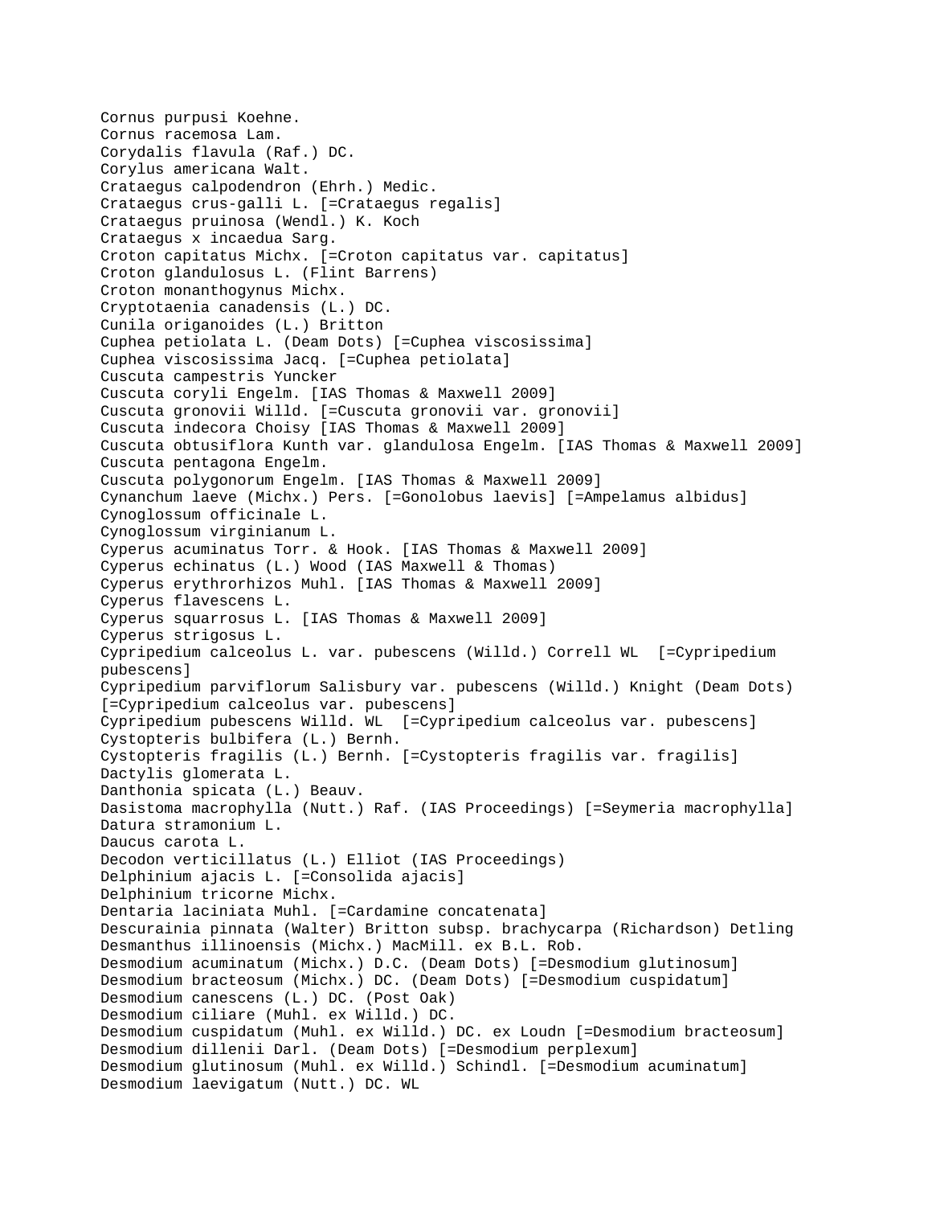Cornus purpusi Koehne.
Cornus racemosa Lam.
Corydalis flavula (Raf.) DC.
Corylus americana Walt.
Crataegus calpodendron (Ehrh.) Medic.
Crataegus crus-galli L. [=Crataegus regalis]
Crataegus pruinosa (Wendl.) K. Koch
Crataegus x incaedua Sarg.
Croton capitatus Michx. [=Croton capitatus var. capitatus]
Croton glandulosus L. (Flint Barrens)
Croton monanthogynus Michx.
Cryptotaenia canadensis (L.) DC.
Cunila origanoides (L.) Britton
Cuphea petiolata L. (Deam Dots) [=Cuphea viscosissima]
Cuphea viscosissima Jacq. [=Cuphea petiolata]
Cuscuta campestris Yuncker
Cuscuta coryli Engelm. [IAS Thomas & Maxwell 2009]
Cuscuta gronovii Willd. [=Cuscuta gronovii var. gronovii]
Cuscuta indecora Choisy [IAS Thomas & Maxwell 2009]
Cuscuta obtusiflora Kunth var. glandulosa Engelm. [IAS Thomas & Maxwell 2009]
Cuscuta pentagona Engelm.
Cuscuta polygonorum Engelm. [IAS Thomas & Maxwell 2009]
Cynanchum laeve (Michx.) Pers. [=Gonolobus laevis] [=Ampelamus albidus]
Cynoglossum officinale L.
Cynoglossum virginianum L.
Cyperus acuminatus Torr. & Hook. [IAS Thomas & Maxwell 2009]
Cyperus echinatus (L.) Wood (IAS Maxwell & Thomas)
Cyperus erythrorhizos Muhl. [IAS Thomas & Maxwell 2009]
Cyperus flavescens L.
Cyperus squarrosus L. [IAS Thomas & Maxwell 2009]
Cyperus strigosus L.
Cypripedium calceolus L. var. pubescens (Willd.) Correll WL [=Cypripedium pubescens]
Cypripedium parviflorum Salisbury var. pubescens (Willd.) Knight (Deam Dots) [=Cypripedium calceolus var. pubescens]
Cypripedium pubescens Willd. WL [=Cypripedium calceolus var. pubescens]
Cystopteris bulbifera (L.) Bernh.
Cystopteris fragilis (L.) Bernh. [=Cystopteris fragilis var. fragilis]
Dactylis glomerata L.
Danthonia spicata (L.) Beauv.
Dasistoma macrophylla (Nutt.) Raf. (IAS Proceedings) [=Seymeria macrophylla]
Datura stramonium L.
Daucus carota L.
Decodon verticillatus (L.) Elliot (IAS Proceedings)
Delphinium ajacis L. [=Consolida ajacis]
Delphinium tricorne Michx.
Dentaria laciniata Muhl. [=Cardamine concatenata]
Descurainia pinnata (Walter) Britton subsp. brachycarpa (Richardson) Detling
Desmanthus illinoensis (Michx.) MacMill. ex B.L. Rob.
Desmodium acuminatum (Michx.) D.C. (Deam Dots) [=Desmodium glutinosum]
Desmodium bracteosum (Michx.) DC. (Deam Dots) [=Desmodium cuspidatum]
Desmodium canescens (L.) DC. (Post Oak)
Desmodium ciliare (Muhl. ex Willd.) DC.
Desmodium cuspidatum (Muhl. ex Willd.) DC. ex Loudn [=Desmodium bracteosum]
Desmodium dillenii Darl. (Deam Dots) [=Desmodium perplexum]
Desmodium glutinosum (Muhl. ex Willd.) Schindl. [=Desmodium acuminatum]
Desmodium laevigatum (Nutt.) DC. WL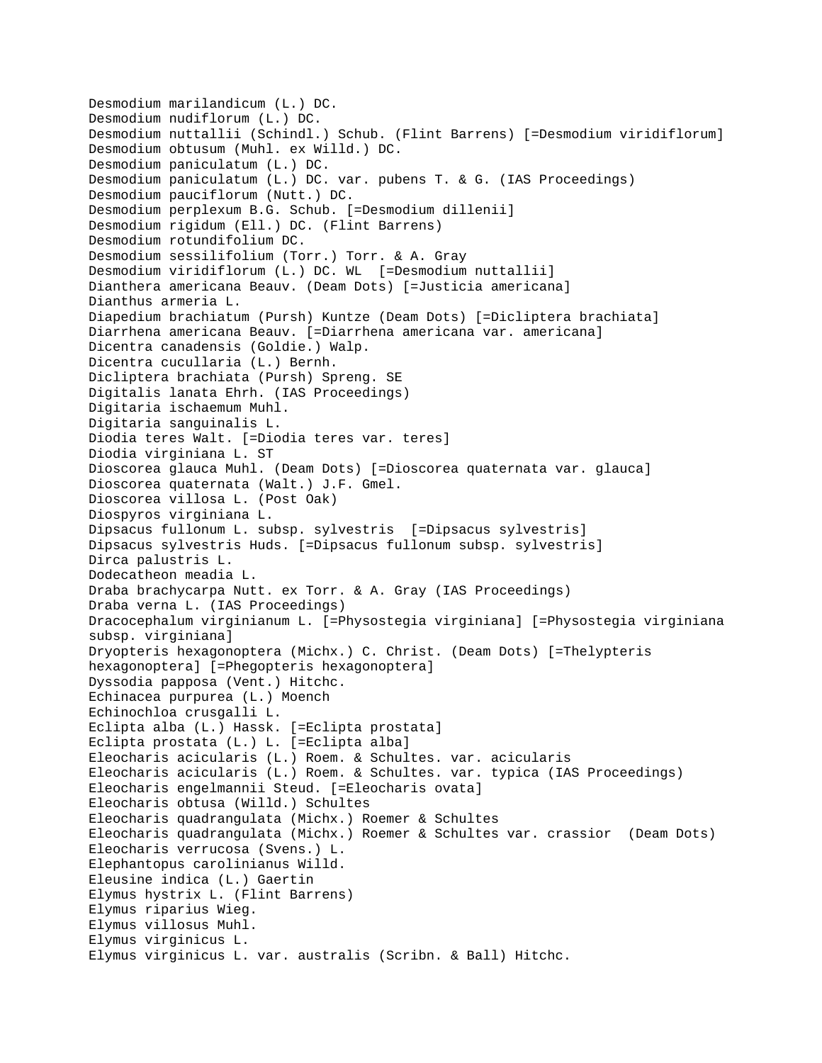Desmodium marilandicum (L.) DC.
Desmodium nudiflorum (L.) DC.
Desmodium nuttallii (Schindl.) Schub. (Flint Barrens) [=Desmodium viridiflorum]
Desmodium obtusum (Muhl. ex Willd.) DC.
Desmodium paniculatum (L.) DC.
Desmodium paniculatum (L.) DC. var. pubens T. & G. (IAS Proceedings)
Desmodium pauciflorum (Nutt.) DC.
Desmodium perplexum B.G. Schub. [=Desmodium dillenii]
Desmodium rigidum (Ell.) DC. (Flint Barrens)
Desmodium rotundifolium DC.
Desmodium sessilifolium (Torr.) Torr. & A. Gray
Desmodium viridiflorum (L.) DC. WL [=Desmodium nuttallii]
Dianthera americana Beauv. (Deam Dots) [=Justicia americana]
Dianthus armeria L.
Diapedium brachiatum (Pursh) Kuntze (Deam Dots) [=Dicliptera brachiata]
Diarrhena americana Beauv. [=Diarrhena americana var. americana]
Dicentra canadensis (Goldie.) Walp.
Dicentra cucullaria (L.) Bernh.
Dicliptera brachiata (Pursh) Spreng. SE
Digitalis lanata Ehrh. (IAS Proceedings)
Digitaria ischaemum Muhl.
Digitaria sanguinalis L.
Diodia teres Walt. [=Diodia teres var. teres]
Diodia virginiana L. ST
Dioscorea glauca Muhl. (Deam Dots) [=Dioscorea quaternata var. glauca]
Dioscorea quaternata (Walt.) J.F. Gmel.
Dioscorea villosa L. (Post Oak)
Diospyros virginiana L.
Dipsacus fullonum L. subsp. sylvestris [=Dipsacus sylvestris]
Dipsacus sylvestris Huds. [=Dipsacus fullonum subsp. sylvestris]
Dirca palustris L.
Dodecatheon meadia L.
Draba brachycarpa Nutt. ex Torr. & A. Gray (IAS Proceedings)
Draba verna L. (IAS Proceedings)
Dracocephalum virginianum L. [=Physostegia virginiana] [=Physostegia virginiana subsp. virginiana]
Dryopteris hexagonoptera (Michx.) C. Christ. (Deam Dots) [=Thelypteris hexagonoptera] [=Phegopteris hexagonoptera]
Dyssodia papposa (Vent.) Hitchc.
Echinacea purpurea (L.) Moench
Echinochloa crusgalli L.
Eclipta alba (L.) Hassk. [=Eclipta prostata]
Eclipta prostata (L.) L. [=Eclipta alba]
Eleocharis acicularis (L.) Roem. & Schultes. var. acicularis
Eleocharis acicularis (L.) Roem. & Schultes. var. typica (IAS Proceedings)
Eleocharis engelmannii Steud. [=Eleocharis ovata]
Eleocharis obtusa (Willd.) Schultes
Eleocharis quadrangulata (Michx.) Roemer & Schultes
Eleocharis quadrangulata (Michx.) Roemer & Schultes var. crassior (Deam Dots)
Eleocharis verrucosa (Svens.) L.
Elephantopus carolinianus Willd.
Eleusine indica (L.) Gaertin
Elymus hystrix L. (Flint Barrens)
Elymus riparius Wieg.
Elymus villosus Muhl.
Elymus virginicus L.
Elymus virginicus L. var. australis (Scribn. & Ball) Hitchc.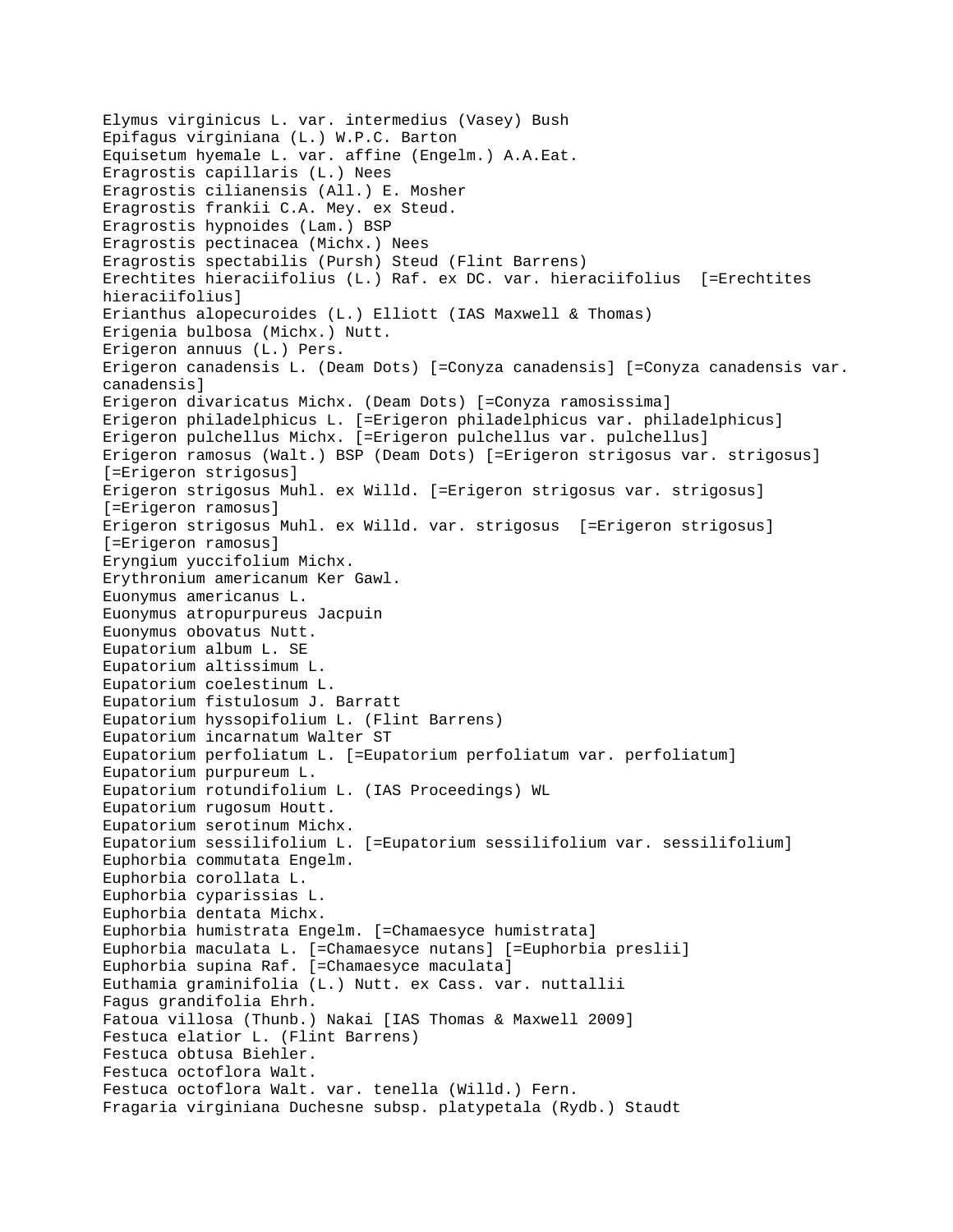Elymus virginicus L. var. intermedius (Vasey) Bush
Epifagus virginiana (L.) W.P.C. Barton
Equisetum hyemale L. var. affine (Engelm.) A.A.Eat.
Eragrostis capillaris (L.) Nees
Eragrostis cilianensis (All.) E. Mosher
Eragrostis frankii C.A. Mey. ex Steud.
Eragrostis hypnoides (Lam.) BSP
Eragrostis pectinacea (Michx.) Nees
Eragrostis spectabilis (Pursh) Steud (Flint Barrens)
Erechtites hieraciifolius (L.) Raf. ex DC. var. hieraciifolius [=Erechtites hieraciifolius]
Erianthus alopecuroides (L.) Elliott (IAS Maxwell & Thomas)
Erigenia bulbosa (Michx.) Nutt.
Erigeron annuus (L.) Pers.
Erigeron canadensis L. (Deam Dots) [=Conyza canadensis] [=Conyza canadensis var. canadensis]
Erigeron divaricatus Michx. (Deam Dots) [=Conyza ramosissima]
Erigeron philadelphicus L. [=Erigeron philadelphicus var. philadelphicus]
Erigeron pulchellus Michx. [=Erigeron pulchellus var. pulchellus]
Erigeron ramosus (Walt.) BSP (Deam Dots) [=Erigeron strigosus var. strigosus] [=Erigeron strigosus]
Erigeron strigosus Muhl. ex Willd. [=Erigeron strigosus var. strigosus] [=Erigeron ramosus]
Erigeron strigosus Muhl. ex Willd. var. strigosus [=Erigeron strigosus] [=Erigeron ramosus]
Eryngium yuccifolium Michx.
Erythronium americanum Ker Gawl.
Euonymus americanus L.
Euonymus atropurpureus Jacpuin
Euonymus obovatus Nutt.
Eupatorium album L. SE
Eupatorium altissimum L.
Eupatorium coelestinum L.
Eupatorium fistulosum J. Barratt
Eupatorium hyssopifolium L. (Flint Barrens)
Eupatorium incarnatum Walter ST
Eupatorium perfoliatum L. [=Eupatorium perfoliatum var. perfoliatum]
Eupatorium purpureum L.
Eupatorium rotundifolium L. (IAS Proceedings) WL
Eupatorium rugosum Houtt.
Eupatorium serotinum Michx.
Eupatorium sessilifolium L. [=Eupatorium sessilifolium var. sessilifolium]
Euphorbia commutata Engelm.
Euphorbia corollata L.
Euphorbia cyparissias L.
Euphorbia dentata Michx.
Euphorbia humistrata Engelm. [=Chamaesyce humistrata]
Euphorbia maculata L. [=Chamaesyce nutans] [=Euphorbia preslii]
Euphorbia supina Raf. [=Chamaesyce maculata]
Euthamia graminifolia (L.) Nutt. ex Cass. var. nuttallii
Fagus grandifolia Ehrh.
Fatoua villosa (Thunb.) Nakai [IAS Thomas & Maxwell 2009]
Festuca elatior L. (Flint Barrens)
Festuca obtusa Biehler.
Festuca octoflora Walt.
Festuca octoflora Walt. var. tenella (Willd.) Fern.
Fragaria virginiana Duchesne subsp. platypetala (Rydb.) Staudt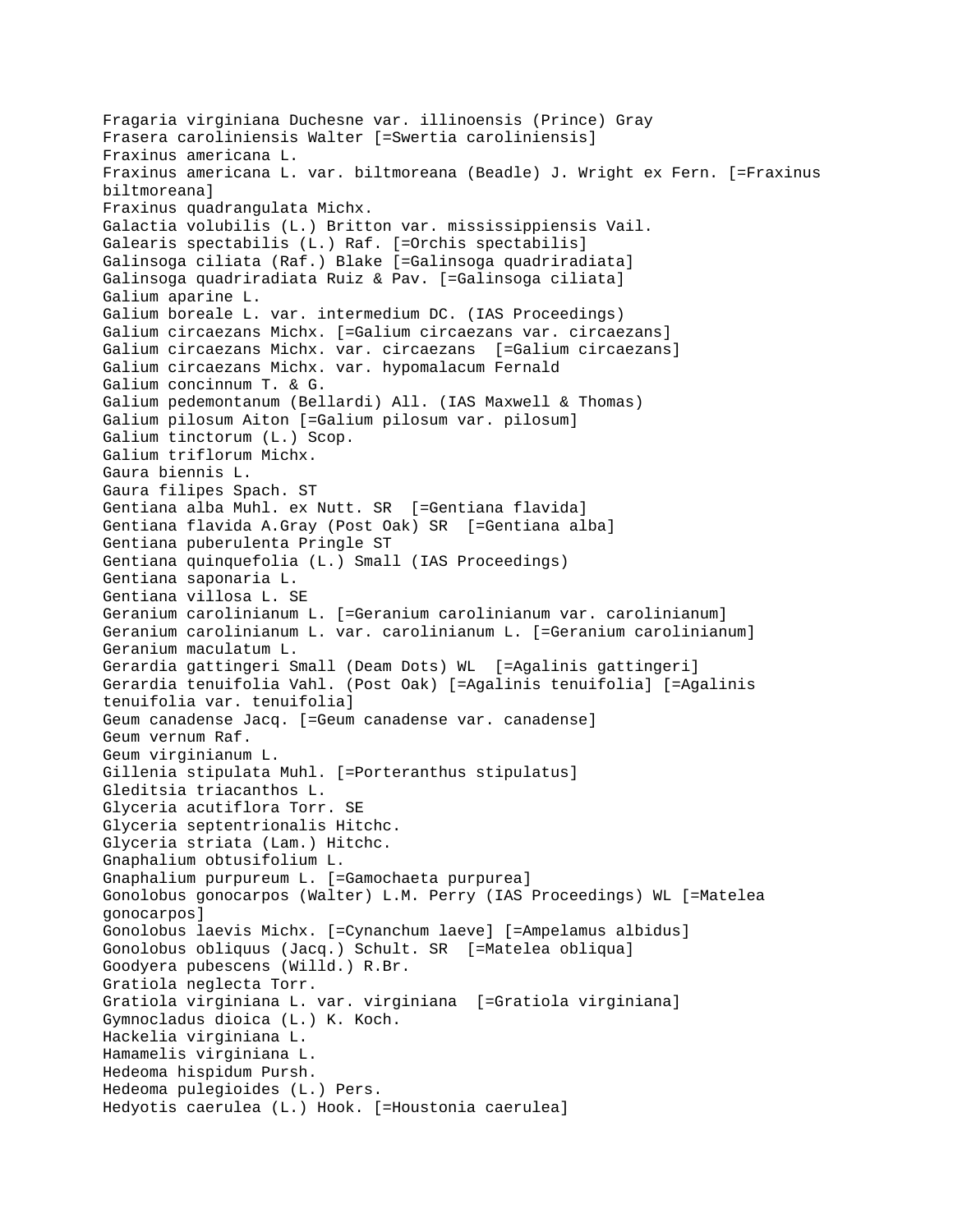Fragaria virginiana Duchesne var. illinoensis (Prince) Gray
Frasera caroliniensis Walter [=Swertia caroliniensis]
Fraxinus americana L.
Fraxinus americana L. var. biltmoreana (Beadle) J. Wright ex Fern. [=Fraxinus biltmoreana]
Fraxinus quadrangulata Michx.
Galactia volubilis (L.) Britton var. mississippiensis Vail.
Galearis spectabilis (L.) Raf. [=Orchis spectabilis]
Galinsoga ciliata (Raf.) Blake [=Galinsoga quadriradiata]
Galinsoga quadriradiata Ruiz & Pav. [=Galinsoga ciliata]
Galium aparine L.
Galium boreale L. var. intermedium DC. (IAS Proceedings)
Galium circaezans Michx. [=Galium circaezans var. circaezans]
Galium circaezans Michx. var. circaezans [=Galium circaezans]
Galium circaezans Michx. var. hypomalacum Fernald
Galium concinnum T. & G.
Galium pedemontanum (Bellardi) All. (IAS Maxwell & Thomas)
Galium pilosum Aiton [=Galium pilosum var. pilosum]
Galium tinctorum (L.) Scop.
Galium triflorum Michx.
Gaura biennis L.
Gaura filipes Spach. ST
Gentiana alba Muhl. ex Nutt. SR [=Gentiana flavida]
Gentiana flavida A.Gray (Post Oak) SR [=Gentiana alba]
Gentiana puberulenta Pringle ST
Gentiana quinquefolia (L.) Small (IAS Proceedings)
Gentiana saponaria L.
Gentiana villosa L. SE
Geranium carolinianum L. [=Geranium carolinianum var. carolinianum]
Geranium carolinianum L. var. carolinianum L. [=Geranium carolinianum]
Geranium maculatum L.
Gerardia gattingeri Small (Deam Dots) WL [=Agalinis gattingeri]
Gerardia tenuifolia Vahl. (Post Oak) [=Agalinis tenuifolia] [=Agalinis tenuifolia var. tenuifolia]
Geum canadense Jacq. [=Geum canadense var. canadense]
Geum vernum Raf.
Geum virginianum L.
Gillenia stipulata Muhl. [=Porteranthus stipulatus]
Gleditsia triacanthos L.
Glyceria acutiflora Torr. SE
Glyceria septentrionalis Hitchc.
Glyceria striata (Lam.) Hitchc.
Gnaphalium obtusifolium L.
Gnaphalium purpureum L. [=Gamochaeta purpurea]
Gonolobus gonocarpos (Walter) L.M. Perry (IAS Proceedings) WL [=Matelea gonocarpos]
Gonolobus laevis Michx. [=Cynanchum laeve] [=Ampelamus albidus]
Gonolobus obliquus (Jacq.) Schult. SR [=Matelea obliqua]
Goodyera pubescens (Willd.) R.Br.
Gratiola neglecta Torr.
Gratiola virginiana L. var. virginiana [=Gratiola virginiana]
Gymnocladus dioica (L.) K. Koch.
Hackelia virginiana L.
Hamamelis virginiana L.
Hedeoma hispidum Pursh.
Hedeoma pulegioides (L.) Pers.
Hedyotis caerulea (L.) Hook. [=Houstonia caerulea]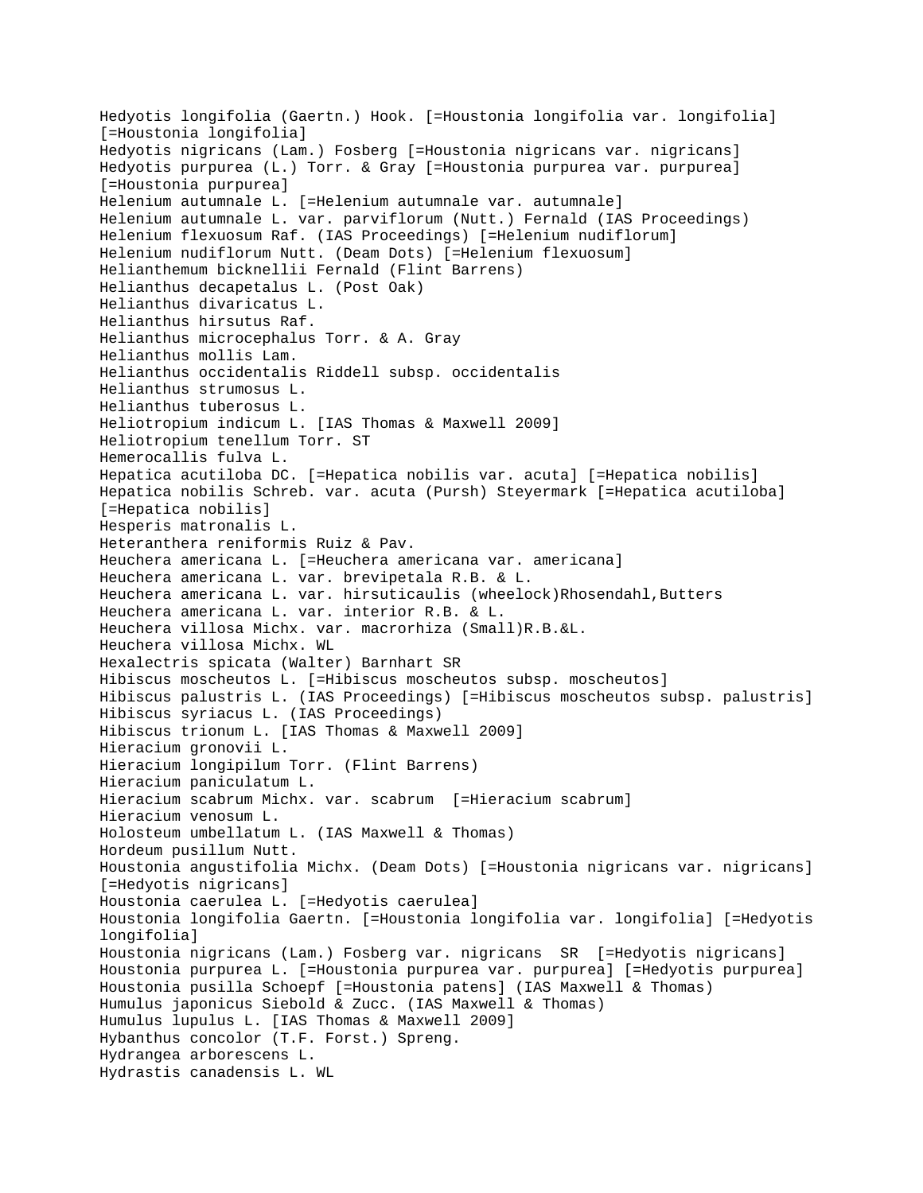Hedyotis longifolia (Gaertn.) Hook. [=Houstonia longifolia var. longifolia] [=Houstonia longifolia]
Hedyotis nigricans (Lam.) Fosberg [=Houstonia nigricans var. nigricans]
Hedyotis purpurea (L.) Torr. & Gray [=Houstonia purpurea var. purpurea] [=Houstonia purpurea]
Helenium autumnale L. [=Helenium autumnale var. autumnale]
Helenium autumnale L. var. parviflorum (Nutt.) Fernald (IAS Proceedings)
Helenium flexuosum Raf. (IAS Proceedings) [=Helenium nudiflorum]
Helenium nudiflorum Nutt. (Deam Dots) [=Helenium flexuosum]
Helianthemum bicknellii Fernald (Flint Barrens)
Helianthus decapetalus L. (Post Oak)
Helianthus divaricatus L.
Helianthus hirsutus Raf.
Helianthus microcephalus Torr. & A. Gray
Helianthus mollis Lam.
Helianthus occidentalis Riddell subsp. occidentalis
Helianthus strumosus L.
Helianthus tuberosus L.
Heliotropium indicum L. [IAS Thomas & Maxwell 2009]
Heliotropium tenellum Torr. ST
Hemerocallis fulva L.
Hepatica acutiloba DC. [=Hepatica nobilis var. acuta] [=Hepatica nobilis]
Hepatica nobilis Schreb. var. acuta (Pursh) Steyermark [=Hepatica acutiloba] [=Hepatica nobilis]
Hesperis matronalis L.
Heteranthera reniformis Ruiz & Pav.
Heuchera americana L. [=Heuchera americana var. americana]
Heuchera americana L. var. brevipetala R.B. & L.
Heuchera americana L. var. hirsuticaulis (wheelock)Rhosendahl,Butters
Heuchera americana L. var. interior R.B. & L.
Heuchera villosa Michx. var. macrorhiza (Small)R.B.&L.
Heuchera villosa Michx. WL
Hexalectris spicata (Walter) Barnhart SR
Hibiscus moscheutos L. [=Hibiscus moscheutos subsp. moscheutos]
Hibiscus palustris L. (IAS Proceedings) [=Hibiscus moscheutos subsp. palustris]
Hibiscus syriacus L. (IAS Proceedings)
Hibiscus trionum L. [IAS Thomas & Maxwell 2009]
Hieracium gronovii L.
Hieracium longipilum Torr. (Flint Barrens)
Hieracium paniculatum L.
Hieracium scabrum Michx. var. scabrum [=Hieracium scabrum]
Hieracium venosum L.
Holosteum umbellatum L. (IAS Maxwell & Thomas)
Hordeum pusillum Nutt.
Houstonia angustifolia Michx. (Deam Dots) [=Houstonia nigricans var. nigricans] [=Hedyotis nigricans]
Houstonia caerulea L. [=Hedyotis caerulea]
Houstonia longifolia Gaertn. [=Houstonia longifolia var. longifolia] [=Hedyotis longifolia]
Houstonia nigricans (Lam.) Fosberg var. nigricans SR [=Hedyotis nigricans]
Houstonia purpurea L. [=Houstonia purpurea var. purpurea] [=Hedyotis purpurea]
Houstonia pusilla Schoepf [=Houstonia patens] (IAS Maxwell & Thomas)
Humulus japonicus Siebold & Zucc. (IAS Maxwell & Thomas)
Humulus lupulus L. [IAS Thomas & Maxwell 2009]
Hybanthus concolor (T.F. Forst.) Spreng.
Hydrangea arborescens L.
Hydrastis canadensis L. WL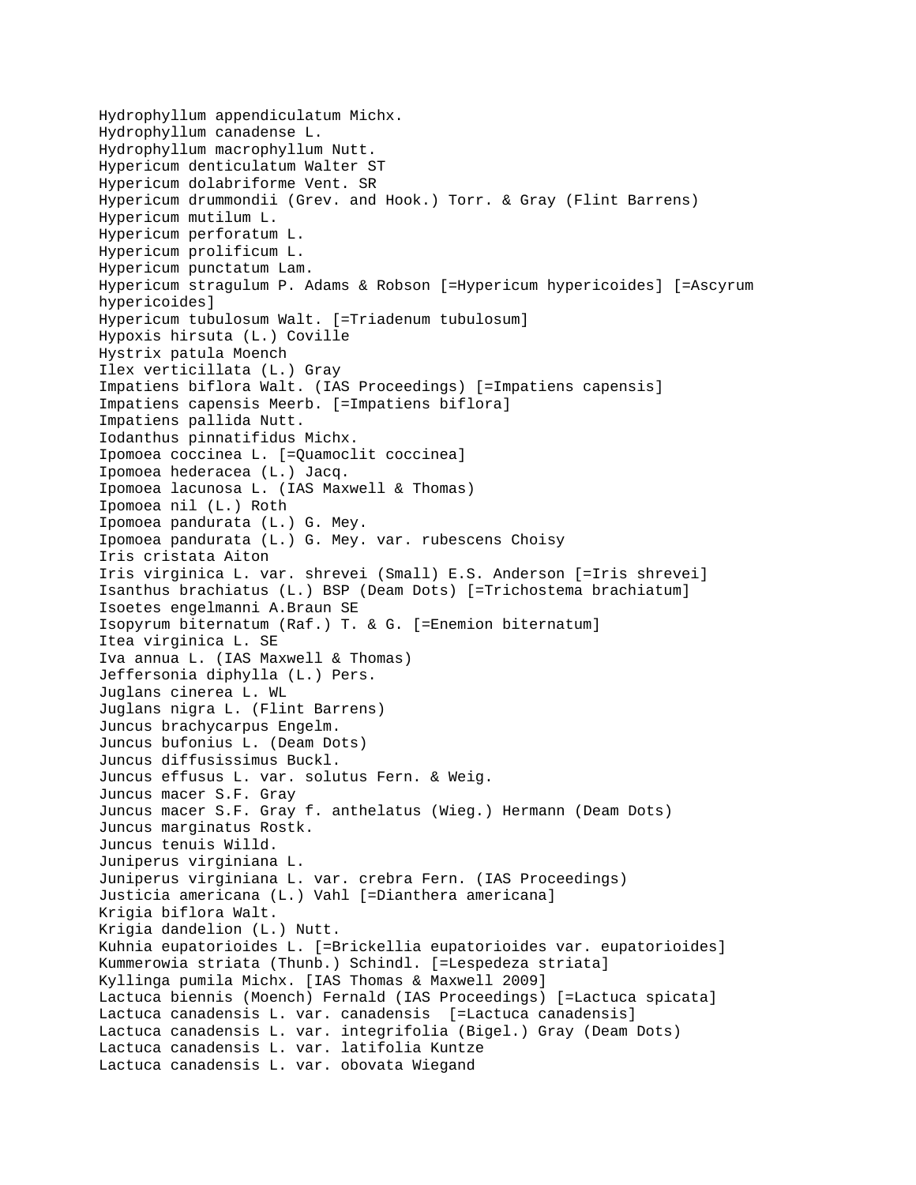Hydrophyllum appendiculatum Michx.
Hydrophyllum canadense L.
Hydrophyllum macrophyllum Nutt.
Hypericum denticulatum Walter ST
Hypericum dolabriforme Vent. SR
Hypericum drummondii (Grev. and Hook.) Torr. & Gray (Flint Barrens)
Hypericum mutilum L.
Hypericum perforatum L.
Hypericum prolificum L.
Hypericum punctatum Lam.
Hypericum stragulum P. Adams & Robson [=Hypericum hypericoides] [=Ascyrum hypericoides]
Hypericum tubulosum Walt. [=Triadenum tubulosum]
Hypoxis hirsuta (L.) Coville
Hystrix patula Moench
Ilex verticillata (L.) Gray
Impatiens biflora Walt. (IAS Proceedings) [=Impatiens capensis]
Impatiens capensis Meerb. [=Impatiens biflora]
Impatiens pallida Nutt.
Iodanthus pinnatifidus Michx.
Ipomoea coccinea L. [=Quamoclit coccinea]
Ipomoea hederacea (L.) Jacq.
Ipomoea lacunosa L. (IAS Maxwell & Thomas)
Ipomoea nil (L.) Roth
Ipomoea pandurata (L.) G. Mey.
Ipomoea pandurata (L.) G. Mey. var. rubescens Choisy
Iris cristata Aiton
Iris virginica L. var. shrevei (Small) E.S. Anderson [=Iris shrevei]
Isanthus brachiatus (L.) BSP (Deam Dots) [=Trichostema brachiatum]
Isoetes engelmanni A.Braun SE
Isopyrum biternatum (Raf.) T. & G. [=Enemion biternatum]
Itea virginica L. SE
Iva annua L. (IAS Maxwell & Thomas)
Jeffersonia diphylla (L.) Pers.
Juglans cinerea L. WL
Juglans nigra L. (Flint Barrens)
Juncus brachycarpus Engelm.
Juncus bufonius L. (Deam Dots)
Juncus diffusissimus Buckl.
Juncus effusus L. var. solutus Fern. & Weig.
Juncus macer S.F. Gray
Juncus macer S.F. Gray f. anthelatus (Wieg.) Hermann (Deam Dots)
Juncus marginatus Rostk.
Juncus tenuis Willd.
Juniperus virginiana L.
Juniperus virginiana L. var. crebra Fern. (IAS Proceedings)
Justicia americana (L.) Vahl [=Dianthera americana]
Krigia biflora Walt.
Krigia dandelion (L.) Nutt.
Kuhnia eupatorioides L. [=Brickellia eupatorioides var. eupatorioides]
Kummerowia striata (Thunb.) Schindl. [=Lespedeza striata]
Kyllinga pumila Michx. [IAS Thomas & Maxwell 2009]
Lactuca biennis (Moench) Fernald (IAS Proceedings) [=Lactuca spicata]
Lactuca canadensis L. var. canadensis [=Lactuca canadensis]
Lactuca canadensis L. var. integrifolia (Bigel.) Gray (Deam Dots)
Lactuca canadensis L. var. latifolia Kuntze
Lactuca canadensis L. var. obovata Wiegand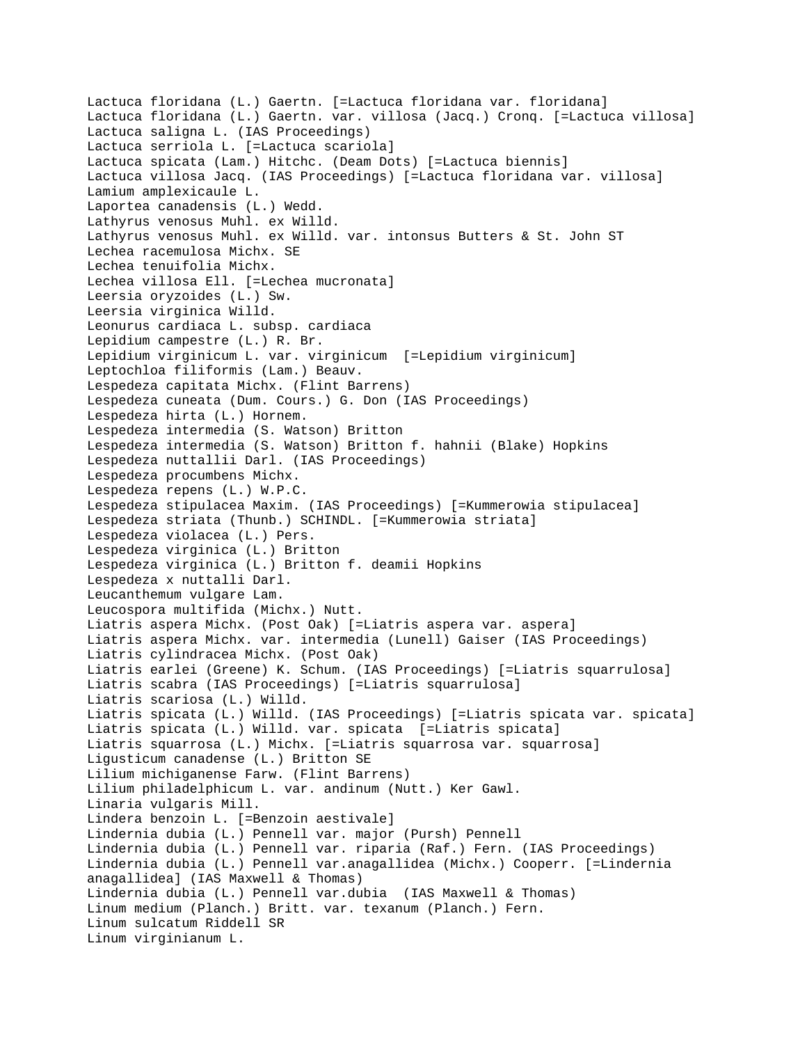Lactuca floridana (L.) Gaertn. [=Lactuca floridana var. floridana]
Lactuca floridana (L.) Gaertn. var. villosa (Jacq.) Cronq. [=Lactuca villosa]
Lactuca saligna L. (IAS Proceedings)
Lactuca serriola L. [=Lactuca scariola]
Lactuca spicata (Lam.) Hitchc. (Deam Dots) [=Lactuca biennis]
Lactuca villosa Jacq. (IAS Proceedings) [=Lactuca floridana var. villosa]
Lamium amplexicaule L.
Laportea canadensis (L.) Wedd.
Lathyrus venosus Muhl. ex Willd.
Lathyrus venosus Muhl. ex Willd. var. intonsus Butters & St. John ST
Lechea racemulosa Michx. SE
Lechea tenuifolia Michx.
Lechea villosa Ell. [=Lechea mucronata]
Leersia oryzoides (L.) Sw.
Leersia virginica Willd.
Leonurus cardiaca L. subsp. cardiaca
Lepidium campestre (L.) R. Br.
Lepidium virginicum L. var. virginicum [=Lepidium virginicum]
Leptochloa filiformis (Lam.) Beauv.
Lespedeza capitata Michx. (Flint Barrens)
Lespedeza cuneata (Dum. Cours.) G. Don (IAS Proceedings)
Lespedeza hirta (L.) Hornem.
Lespedeza intermedia (S. Watson) Britton
Lespedeza intermedia (S. Watson) Britton f. hahnii (Blake) Hopkins
Lespedeza nuttallii Darl. (IAS Proceedings)
Lespedeza procumbens Michx.
Lespedeza repens (L.) W.P.C.
Lespedeza stipulacea Maxim. (IAS Proceedings) [=Kummerowia stipulacea]
Lespedeza striata (Thunb.) SCHINDL. [=Kummerowia striata]
Lespedeza violacea (L.) Pers.
Lespedeza virginica (L.) Britton
Lespedeza virginica (L.) Britton f. deamii Hopkins
Lespedeza x nuttalli Darl.
Leucanthemum vulgare Lam.
Leucospora multifida (Michx.) Nutt.
Liatris aspera Michx. (Post Oak) [=Liatris aspera var. aspera]
Liatris aspera Michx. var. intermedia (Lunell) Gaiser (IAS Proceedings)
Liatris cylindracea Michx. (Post Oak)
Liatris earlei (Greene) K. Schum. (IAS Proceedings) [=Liatris squarrulosa]
Liatris scabra (IAS Proceedings) [=Liatris squarrulosa]
Liatris scariosa (L.) Willd.
Liatris spicata (L.) Willd. (IAS Proceedings) [=Liatris spicata var. spicata]
Liatris spicata (L.) Willd. var. spicata [=Liatris spicata]
Liatris squarrosa (L.) Michx. [=Liatris squarrosa var. squarrosa]
Ligusticum canadense (L.) Britton SE
Lilium michiganense Farw. (Flint Barrens)
Lilium philadelphicum L. var. andinum (Nutt.) Ker Gawl.
Linaria vulgaris Mill.
Lindera benzoin L. [=Benzoin aestivale]
Lindernia dubia (L.) Pennell var. major (Pursh) Pennell
Lindernia dubia (L.) Pennell var. riparia (Raf.) Fern. (IAS Proceedings)
Lindernia dubia (L.) Pennell var.anagallidea (Michx.) Cooperr. [=Lindernia anagallidea] (IAS Maxwell & Thomas)
Lindernia dubia (L.) Pennell var.dubia (IAS Maxwell & Thomas)
Linum medium (Planch.) Britt. var. texanum (Planch.) Fern.
Linum sulcatum Riddell SR
Linum virginianum L.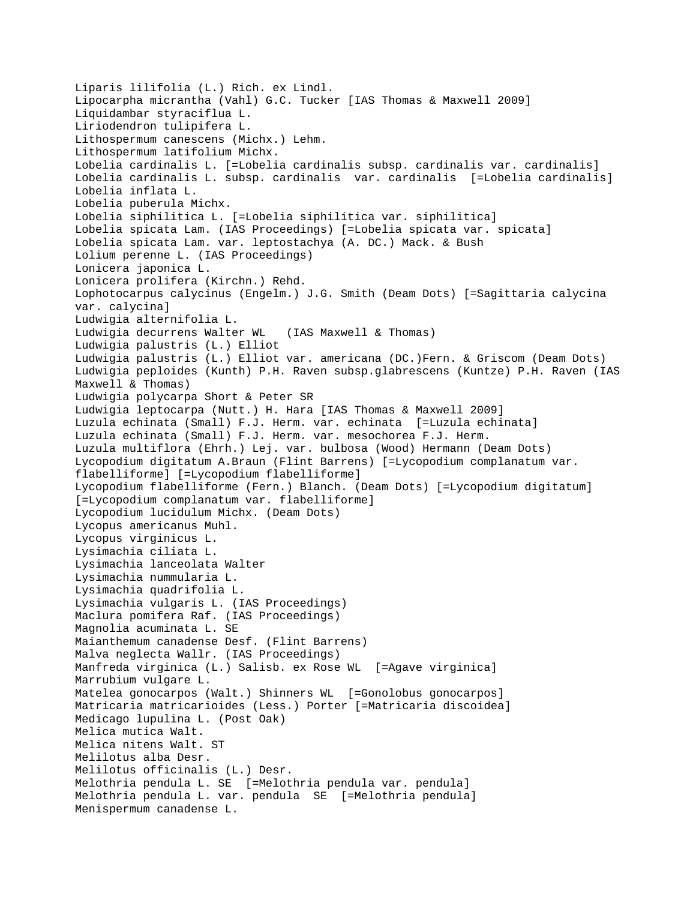Liparis lilifolia (L.) Rich. ex Lindl.
Lipocarpha micrantha (Vahl) G.C. Tucker [IAS Thomas & Maxwell 2009]
Liquidambar styraciflua L.
Liriodendron tulipifera L.
Lithospermum canescens (Michx.) Lehm.
Lithospermum latifolium Michx.
Lobelia cardinalis L. [=Lobelia cardinalis subsp. cardinalis var. cardinalis]
Lobelia cardinalis L. subsp. cardinalis var. cardinalis [=Lobelia cardinalis]
Lobelia inflata L.
Lobelia puberula Michx.
Lobelia siphilitica L. [=Lobelia siphilitica var. siphilitica]
Lobelia spicata Lam. (IAS Proceedings) [=Lobelia spicata var. spicata]
Lobelia spicata Lam. var. leptostachya (A. DC.) Mack. & Bush
Lolium perenne L. (IAS Proceedings)
Lonicera japonica L.
Lonicera prolifera (Kirchn.) Rehd.
Lophotocarpus calycinus (Engelm.) J.G. Smith (Deam Dots) [=Sagittaria calycina var. calycina]
Ludwigia alternifolia L.
Ludwigia decurrens Walter WL (IAS Maxwell & Thomas)
Ludwigia palustris (L.) Elliot
Ludwigia palustris (L.) Elliot var. americana (DC.)Fern. & Griscom (Deam Dots)
Ludwigia peploides (Kunth) P.H. Raven subsp.glabrescens (Kuntze) P.H. Raven (IAS Maxwell & Thomas)
Ludwigia polycarpa Short & Peter SR
Ludwigia leptocarpa (Nutt.) H. Hara [IAS Thomas & Maxwell 2009]
Luzula echinata (Small) F.J. Herm. var. echinata [=Luzula echinata]
Luzula echinata (Small) F.J. Herm. var. mesochorea F.J. Herm.
Luzula multiflora (Ehrh.) Lej. var. bulbosa (Wood) Hermann (Deam Dots)
Lycopodium digitatum A.Braun (Flint Barrens) [=Lycopodium complanatum var. flabelliforme] [=Lycopodium flabelliforme]
Lycopodium flabelliforme (Fern.) Blanch. (Deam Dots) [=Lycopodium digitatum] [=Lycopodium complanatum var. flabelliforme]
Lycopodium lucidulum Michx. (Deam Dots)
Lycopus americanus Muhl.
Lycopus virginicus L.
Lysimachia ciliata L.
Lysimachia lanceolata Walter
Lysimachia nummularia L.
Lysimachia quadrifolia L.
Lysimachia vulgaris L. (IAS Proceedings)
Maclura pomifera Raf. (IAS Proceedings)
Magnolia acuminata L. SE
Maianthemum canadense Desf. (Flint Barrens)
Malva neglecta Wallr. (IAS Proceedings)
Manfreda virginica (L.) Salisb. ex Rose WL [=Agave virginica]
Marrubium vulgare L.
Matelea gonocarpos (Walt.) Shinners WL [=Gonolobus gonocarpos]
Matricaria matricarioides (Less.) Porter [=Matricaria discoidea]
Medicago lupulina L. (Post Oak)
Melica mutica Walt.
Melica nitens Walt. ST
Melilotus alba Desr.
Melilotus officinalis (L.) Desr.
Melothria pendula L. SE [=Melothria pendula var. pendula]
Melothria pendula L. var. pendula SE [=Melothria pendula]
Menispermum canadense L.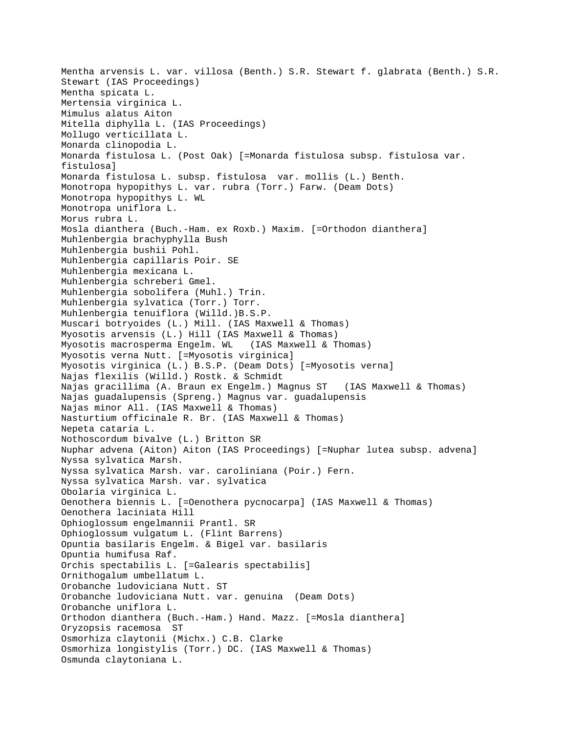Mentha arvensis L. var. villosa (Benth.) S.R. Stewart f. glabrata (Benth.) S.R. Stewart (IAS Proceedings)
Mentha spicata L.
Mertensia virginica L.
Mimulus alatus Aiton
Mitella diphylla L. (IAS Proceedings)
Mollugo verticillata L.
Monarda clinopodia L.
Monarda fistulosa L. (Post Oak) [=Monarda fistulosa subsp. fistulosa var. fistulosa]
Monarda fistulosa L. subsp. fistulosa  var. mollis (L.) Benth.
Monotropa hypopithys L. var. rubra (Torr.) Farw. (Deam Dots)
Monotropa hypopithys L. WL
Monotropa uniflora L.
Morus rubra L.
Mosla dianthera (Buch.-Ham. ex Roxb.) Maxim. [=Orthodon dianthera]
Muhlenbergia brachyphylla Bush
Muhlenbergia bushii Pohl.
Muhlenbergia capillaris Poir. SE
Muhlenbergia mexicana L.
Muhlenbergia schreberi Gmel.
Muhlenbergia sobolifera (Muhl.) Trin.
Muhlenbergia sylvatica (Torr.) Torr.
Muhlenbergia tenuiflora (Willd.)B.S.P.
Muscari botryoides (L.) Mill. (IAS Maxwell & Thomas)
Myosotis arvensis (L.) Hill (IAS Maxwell & Thomas)
Myosotis macrosperma Engelm. WL   (IAS Maxwell & Thomas)
Myosotis verna Nutt. [=Myosotis virginica]
Myosotis virginica (L.) B.S.P. (Deam Dots) [=Myosotis verna]
Najas flexilis (Willd.) Rostk. & Schmidt
Najas gracillima (A. Braun ex Engelm.) Magnus ST   (IAS Maxwell & Thomas)
Najas guadalupensis (Spreng.) Magnus var. guadalupensis
Najas minor All. (IAS Maxwell & Thomas)
Nasturtium officinale R. Br. (IAS Maxwell & Thomas)
Nepeta cataria L.
Nothoscordum bivalve (L.) Britton SR
Nuphar advena (Aiton) Aiton (IAS Proceedings) [=Nuphar lutea subsp. advena]
Nyssa sylvatica Marsh.
Nyssa sylvatica Marsh. var. caroliniana (Poir.) Fern.
Nyssa sylvatica Marsh. var. sylvatica
Obolaria virginica L.
Oenothera biennis L. [=Oenothera pycnocarpa] (IAS Maxwell & Thomas)
Oenothera laciniata Hill
Ophioglossum engelmannii Prantl. SR
Ophioglossum vulgatum L. (Flint Barrens)
Opuntia basilaris Engelm. & Bigel var. basilaris
Opuntia humifusa Raf.
Orchis spectabilis L. [=Galearis spectabilis]
Ornithogalum umbellatum L.
Orobanche ludoviciana Nutt. ST
Orobanche ludoviciana Nutt. var. genuina  (Deam Dots)
Orobanche uniflora L.
Orthodon dianthera (Buch.-Ham.) Hand. Mazz. [=Mosla dianthera]
Oryzopsis racemosa  ST
Osmorhiza claytonii (Michx.) C.B. Clarke
Osmorhiza longistylis (Torr.) DC. (IAS Maxwell & Thomas)
Osmunda claytoniana L.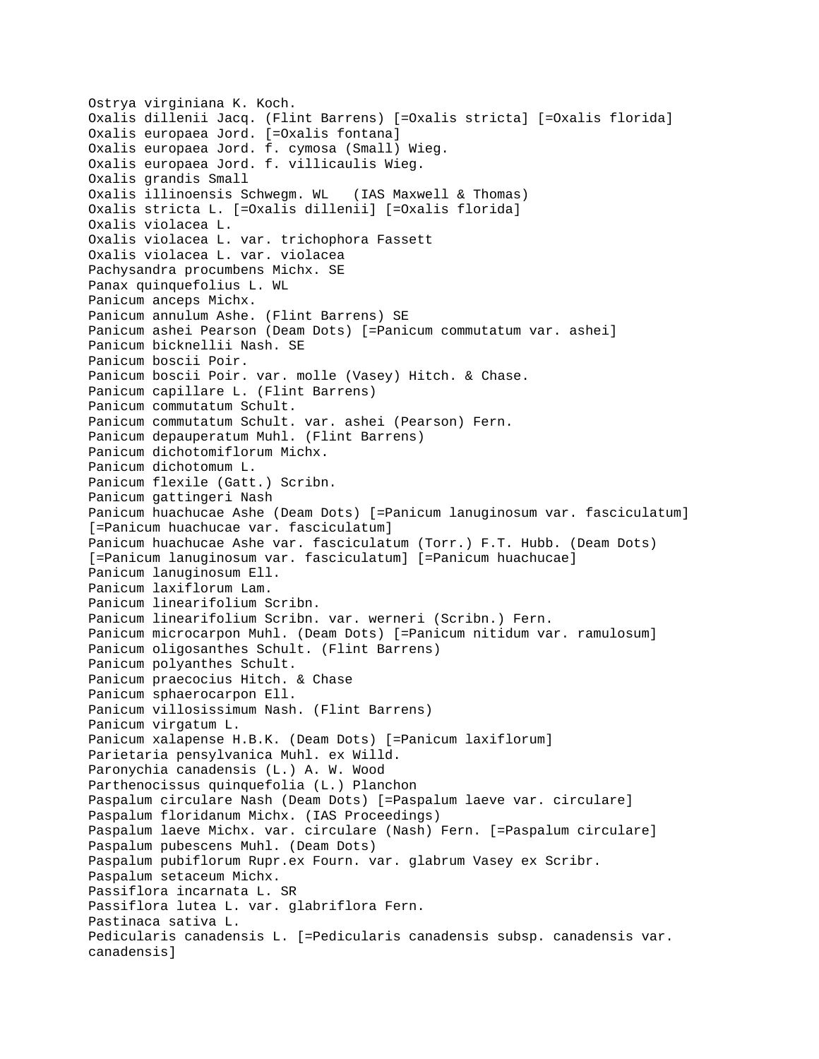Ostrya virginiana K. Koch.
Oxalis dillenii Jacq. (Flint Barrens) [=Oxalis stricta] [=Oxalis florida]
Oxalis europaea Jord. [=Oxalis fontana]
Oxalis europaea Jord. f. cymosa (Small) Wieg.
Oxalis europaea Jord. f. villicaulis Wieg.
Oxalis grandis Small
Oxalis illinoensis Schwegm. WL (IAS Maxwell & Thomas)
Oxalis stricta L. [=Oxalis dillenii] [=Oxalis florida]
Oxalis violacea L.
Oxalis violacea L. var. trichophora Fassett
Oxalis violacea L. var. violacea
Pachysandra procumbens Michx. SE
Panax quinquefolius L. WL
Panicum anceps Michx.
Panicum annulum Ashe. (Flint Barrens) SE
Panicum ashei Pearson (Deam Dots) [=Panicum commutatum var. ashei]
Panicum bicknellii Nash. SE
Panicum boscii Poir.
Panicum boscii Poir. var. molle (Vasey) Hitch. & Chase.
Panicum capillare L. (Flint Barrens)
Panicum commutatum Schult.
Panicum commutatum Schult. var. ashei (Pearson) Fern.
Panicum depauperatum Muhl. (Flint Barrens)
Panicum dichotomiflorum Michx.
Panicum dichotomum L.
Panicum flexile (Gatt.) Scribn.
Panicum gattingeri Nash
Panicum huachucae Ashe (Deam Dots) [=Panicum lanuginosum var. fasciculatum] [=Panicum huachucae var. fasciculatum]
Panicum huachucae Ashe var. fasciculatum (Torr.) F.T. Hubb. (Deam Dots) [=Panicum lanuginosum var. fasciculatum] [=Panicum huachucae]
Panicum lanuginosum Ell.
Panicum laxiflorum Lam.
Panicum linearifolium Scribn.
Panicum linearifolium Scribn. var. werneri (Scribn.) Fern.
Panicum microcarpon Muhl. (Deam Dots) [=Panicum nitidum var. ramulosum]
Panicum oligosanthes Schult. (Flint Barrens)
Panicum polyanthes Schult.
Panicum praecocius Hitch. & Chase
Panicum sphaerocarpon Ell.
Panicum villosissimum Nash. (Flint Barrens)
Panicum virgatum L.
Panicum xalapense H.B.K. (Deam Dots) [=Panicum laxiflorum]
Parietaria pensylvanica Muhl. ex Willd.
Paronychia canadensis (L.) A. W. Wood
Parthenocissus quinquefolia (L.) Planchon
Paspalum circulare Nash (Deam Dots) [=Paspalum laeve var. circulare]
Paspalum floridanum Michx. (IAS Proceedings)
Paspalum laeve Michx. var. circulare (Nash) Fern. [=Paspalum circulare]
Paspalum pubescens Muhl. (Deam Dots)
Paspalum pubiflorum Rupr.ex Fourn. var. glabrum Vasey ex Scribr.
Paspalum setaceum Michx.
Passiflora incarnata L. SR
Passiflora lutea L. var. glabriflora Fern.
Pastinaca sativa L.
Pedicularis canadensis L. [=Pedicularis canadensis subsp. canadensis var. canadensis]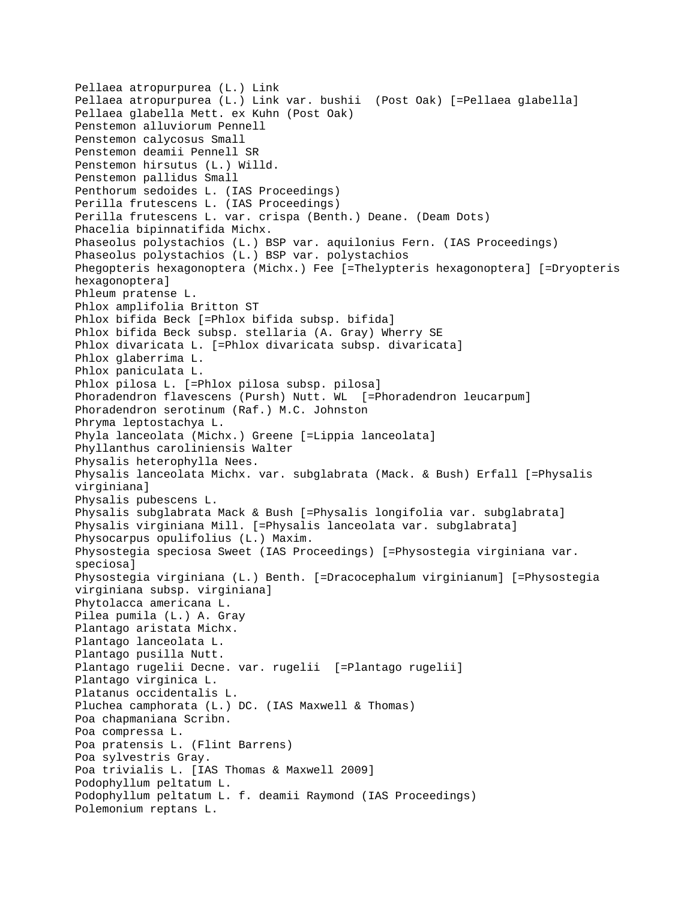Pellaea atropurpurea (L.) Link
Pellaea atropurpurea (L.) Link var. bushii (Post Oak) [=Pellaea glabella]
Pellaea glabella Mett. ex Kuhn (Post Oak)
Penstemon alluviorum Pennell
Penstemon calycosus Small
Penstemon deamii Pennell SR
Penstemon hirsutus (L.) Willd.
Penstemon pallidus Small
Penthorum sedoides L. (IAS Proceedings)
Perilla frutescens L. (IAS Proceedings)
Perilla frutescens L. var. crispa (Benth.) Deane. (Deam Dots)
Phacelia bipinnatifida Michx.
Phaseolus polystachios (L.) BSP var. aquilonius Fern. (IAS Proceedings)
Phaseolus polystachios (L.) BSP var. polystachios
Phegopteris hexagonoptera (Michx.) Fee [=Thelypteris hexagonoptera] [=Dryopteris hexagonoptera]
Phleum pratense L.
Phlox amplifolia Britton ST
Phlox bifida Beck [=Phlox bifida subsp. bifida]
Phlox bifida Beck subsp. stellaria (A. Gray) Wherry SE
Phlox divaricata L. [=Phlox divaricata subsp. divaricata]
Phlox glaberrima L.
Phlox paniculata L.
Phlox pilosa L. [=Phlox pilosa subsp. pilosa]
Phoradendron flavescens (Pursh) Nutt. WL [=Phoradendron leucarpum]
Phoradendron serotinum (Raf.) M.C. Johnston
Phryma leptostachya L.
Phyla lanceolata (Michx.) Greene [=Lippia lanceolata]
Phyllanthus caroliniensis Walter
Physalis heterophylla Nees.
Physalis lanceolata Michx. var. subglabrata (Mack. & Bush) Erfall [=Physalis virginiana]
Physalis pubescens L.
Physalis subglabrata Mack & Bush [=Physalis longifolia var. subglabrata]
Physalis virginiana Mill. [=Physalis lanceolata var. subglabrata]
Physocarpus opulifolius (L.) Maxim.
Physostegia speciosa Sweet (IAS Proceedings) [=Physostegia virginiana var. speciosa]
Physostegia virginiana (L.) Benth. [=Dracocephalum virginianum] [=Physostegia virginiana subsp. virginiana]
Phytolacca americana L.
Pilea pumila (L.) A. Gray
Plantago aristata Michx.
Plantago lanceolata L.
Plantago pusilla Nutt.
Plantago rugelii Decne. var. rugelii [=Plantago rugelii]
Plantago virginica L.
Platanus occidentalis L.
Pluchea camphorata (L.) DC. (IAS Maxwell & Thomas)
Poa chapmaniana Scribn.
Poa compressa L.
Poa pratensis L. (Flint Barrens)
Poa sylvestris Gray.
Poa trivialis L. [IAS Thomas & Maxwell 2009]
Podophyllum peltatum L.
Podophyllum peltatum L. f. deamii Raymond (IAS Proceedings)
Polemonium reptans L.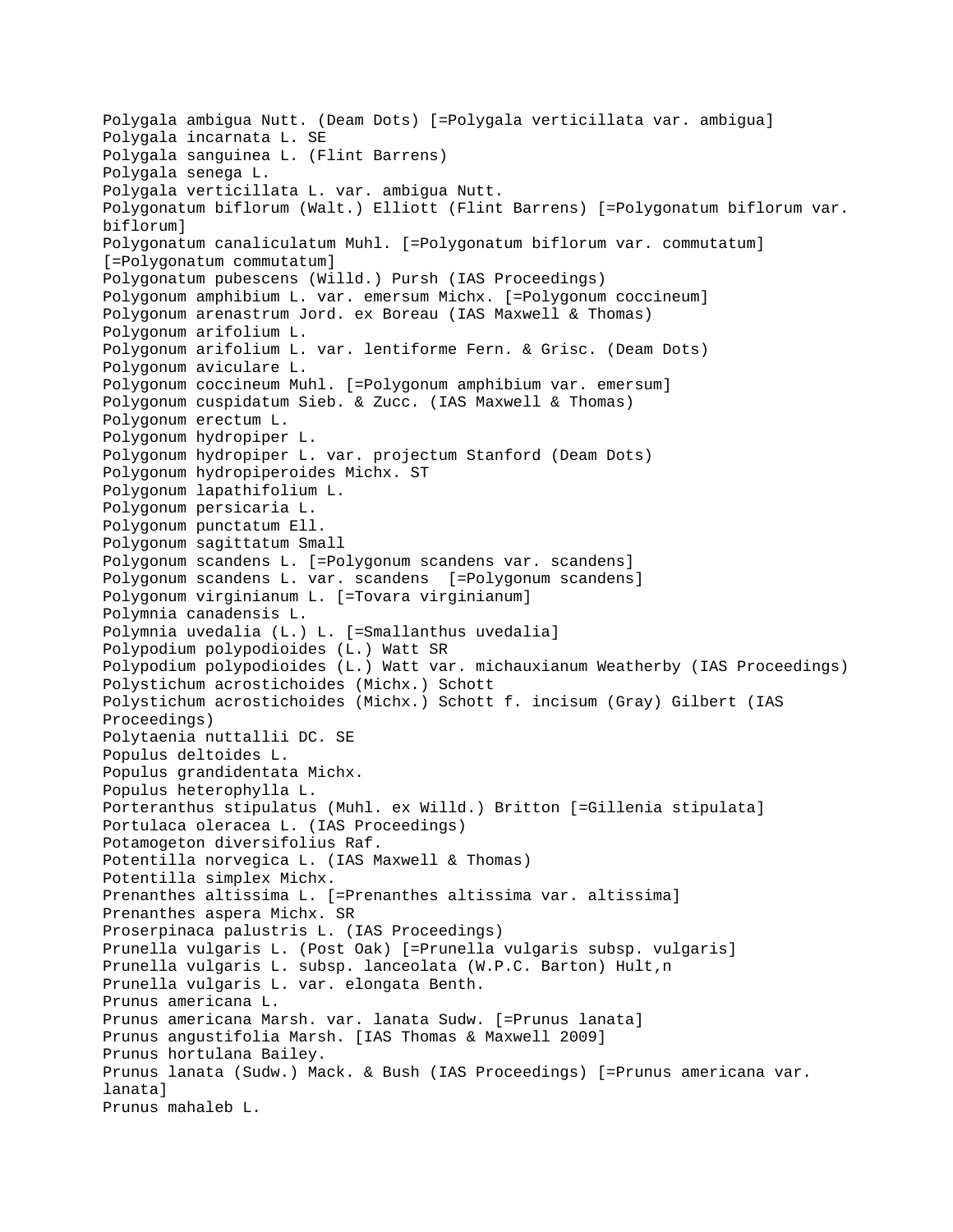Polygala ambigua Nutt. (Deam Dots) [=Polygala verticillata var. ambigua]
Polygala incarnata L. SE
Polygala sanguinea L. (Flint Barrens)
Polygala senega L.
Polygala verticillata L. var. ambigua Nutt.
Polygonatum biflorum (Walt.) Elliott (Flint Barrens) [=Polygonatum biflorum var. biflorum]
Polygonatum canaliculatum Muhl. [=Polygonatum biflorum var. commutatum] [=Polygonatum commutatum]
Polygonatum pubescens (Willd.) Pursh (IAS Proceedings)
Polygonum amphibium L. var. emersum Michx. [=Polygonum coccineum]
Polygonum arenastrum Jord. ex Boreau (IAS Maxwell & Thomas)
Polygonum arifolium L.
Polygonum arifolium L. var. lentiforme Fern. & Grisc. (Deam Dots)
Polygonum aviculare L.
Polygonum coccineum Muhl. [=Polygonum amphibium var. emersum]
Polygonum cuspidatum Sieb. & Zucc. (IAS Maxwell & Thomas)
Polygonum erectum L.
Polygonum hydropiper L.
Polygonum hydropiper L. var. projectum Stanford (Deam Dots)
Polygonum hydropiperoides Michx. ST
Polygonum lapathifolium L.
Polygonum persicaria L.
Polygonum punctatum Ell.
Polygonum sagittatum Small
Polygonum scandens L. [=Polygonum scandens var. scandens]
Polygonum scandens L. var. scandens  [=Polygonum scandens]
Polygonum virginianum L. [=Tovara virginianum]
Polymnia canadensis L.
Polymnia uvedalia (L.) L. [=Smallanthus uvedalia]
Polypodium polypodioides (L.) Watt SR
Polypodium polypodioides (L.) Watt var. michauxianum Weatherby (IAS Proceedings)
Polystichum acrostichoides (Michx.) Schott
Polystichum acrostichoides (Michx.) Schott f. incisum (Gray) Gilbert (IAS Proceedings)
Polytaenia nuttallii DC. SE
Populus deltoides L.
Populus grandidentata Michx.
Populus heterophylla L.
Porteranthus stipulatus (Muhl. ex Willd.) Britton [=Gillenia stipulata]
Portulaca oleracea L. (IAS Proceedings)
Potamogeton diversifolius Raf.
Potentilla norvegica L. (IAS Maxwell & Thomas)
Potentilla simplex Michx.
Prenanthes altissima L. [=Prenanthes altissima var. altissima]
Prenanthes aspera Michx. SR
Proserpinaca palustris L. (IAS Proceedings)
Prunella vulgaris L. (Post Oak) [=Prunella vulgaris subsp. vulgaris]
Prunella vulgaris L. subsp. lanceolata (W.P.C. Barton) Hult,n
Prunella vulgaris L. var. elongata Benth.
Prunus americana L.
Prunus americana Marsh. var. lanata Sudw. [=Prunus lanata]
Prunus angustifolia Marsh. [IAS Thomas & Maxwell 2009]
Prunus hortulana Bailey.
Prunus lanata (Sudw.) Mack. & Bush (IAS Proceedings) [=Prunus americana var. lanata]
Prunus mahaleb L.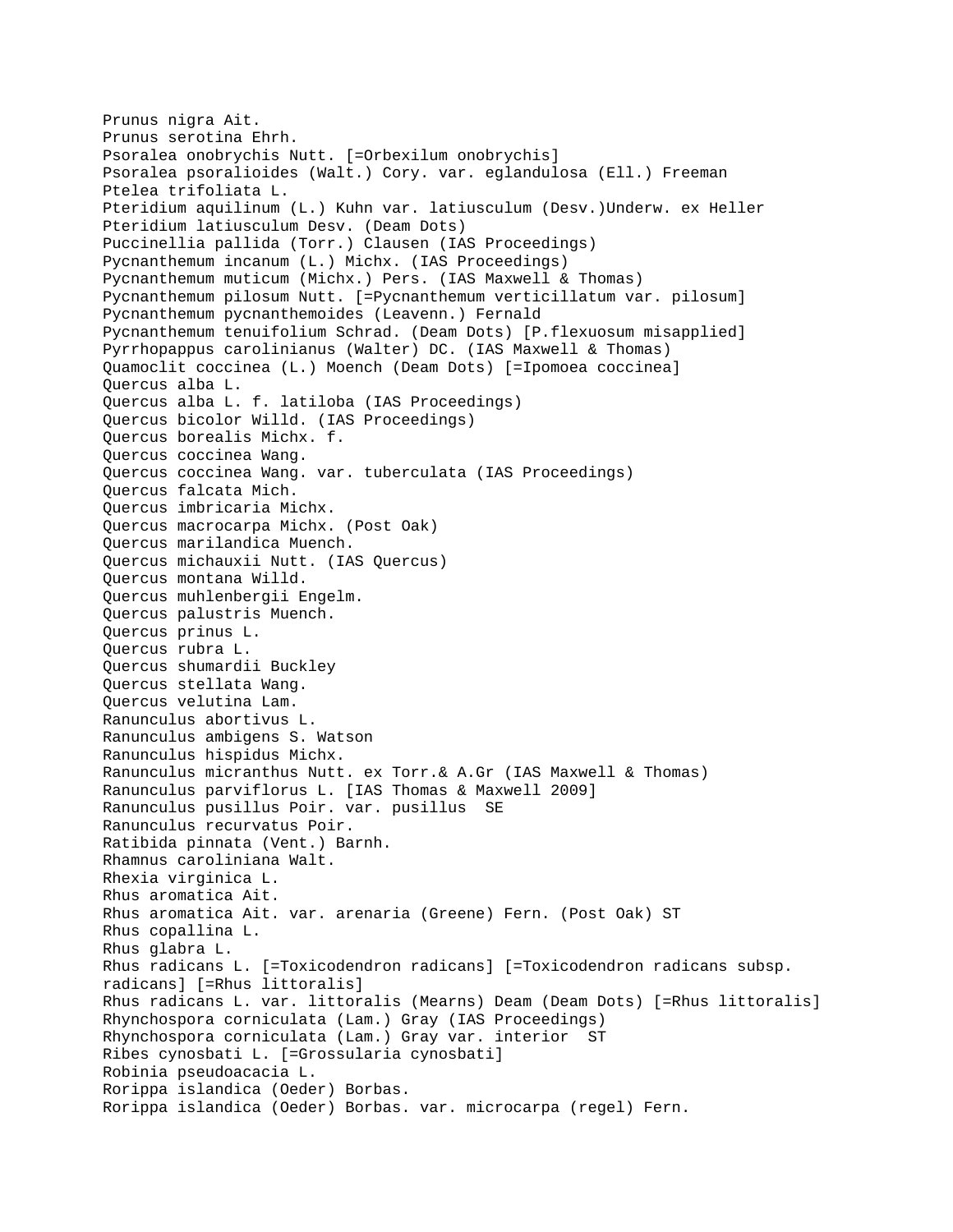Prunus nigra Ait.
Prunus serotina Ehrh.
Psoralea onobrychis Nutt. [=Orbexilum onobrychis]
Psoralea psoralioides (Walt.) Cory. var. eglandulosa (Ell.) Freeman
Ptelea trifoliata L.
Pteridium aquilinum (L.) Kuhn var. latiusculum (Desv.)Underw. ex Heller
Pteridium latiusculum Desv. (Deam Dots)
Puccinellia pallida (Torr.) Clausen (IAS Proceedings)
Pycnanthemum incanum (L.) Michx. (IAS Proceedings)
Pycnanthemum muticum (Michx.) Pers. (IAS Maxwell & Thomas)
Pycnanthemum pilosum Nutt. [=Pycnanthemum verticillatum var. pilosum]
Pycnanthemum pycnanthemoides (Leavenn.) Fernald
Pycnanthemum tenuifolium Schrad. (Deam Dots) [P.flexuosum misapplied]
Pyrrhopappus carolinianus (Walter) DC. (IAS Maxwell & Thomas)
Quamoclit coccinea (L.) Moench (Deam Dots) [=Ipomoea coccinea]
Quercus alba L.
Quercus alba L. f. latiloba (IAS Proceedings)
Quercus bicolor Willd. (IAS Proceedings)
Quercus borealis Michx. f.
Quercus coccinea Wang.
Quercus coccinea Wang. var. tuberculata (IAS Proceedings)
Quercus falcata Mich.
Quercus imbricaria Michx.
Quercus macrocarpa Michx. (Post Oak)
Quercus marilandica Muench.
Quercus michauxii Nutt. (IAS Quercus)
Quercus montana Willd.
Quercus muhlenbergii Engelm.
Quercus palustris Muench.
Quercus prinus L.
Quercus rubra L.
Quercus shumardii Buckley
Quercus stellata Wang.
Quercus velutina Lam.
Ranunculus abortivus L.
Ranunculus ambigens S. Watson
Ranunculus hispidus Michx.
Ranunculus micranthus Nutt. ex Torr.& A.Gr (IAS Maxwell & Thomas)
Ranunculus parviflorus L. [IAS Thomas & Maxwell 2009]
Ranunculus pusillus Poir. var. pusillus  SE
Ranunculus recurvatus Poir.
Ratibida pinnata (Vent.) Barnh.
Rhamnus caroliniana Walt.
Rhexia virginica L.
Rhus aromatica Ait.
Rhus aromatica Ait. var. arenaria (Greene) Fern. (Post Oak) ST
Rhus copallina L.
Rhus glabra L.
Rhus radicans L. [=Toxicodendron radicans] [=Toxicodendron radicans subsp. radicans] [=Rhus littoralis]
Rhus radicans L. var. littoralis (Mearns) Deam (Deam Dots) [=Rhus littoralis]
Rhynchospora corniculata (Lam.) Gray (IAS Proceedings)
Rhynchospora corniculata (Lam.) Gray var. interior  ST
Ribes cynosbati L. [=Grossularia cynosbati]
Robinia pseudoacacia L.
Rorippa islandica (Oeder) Borbas.
Rorippa islandica (Oeder) Borbas. var. microcarpa (regel) Fern.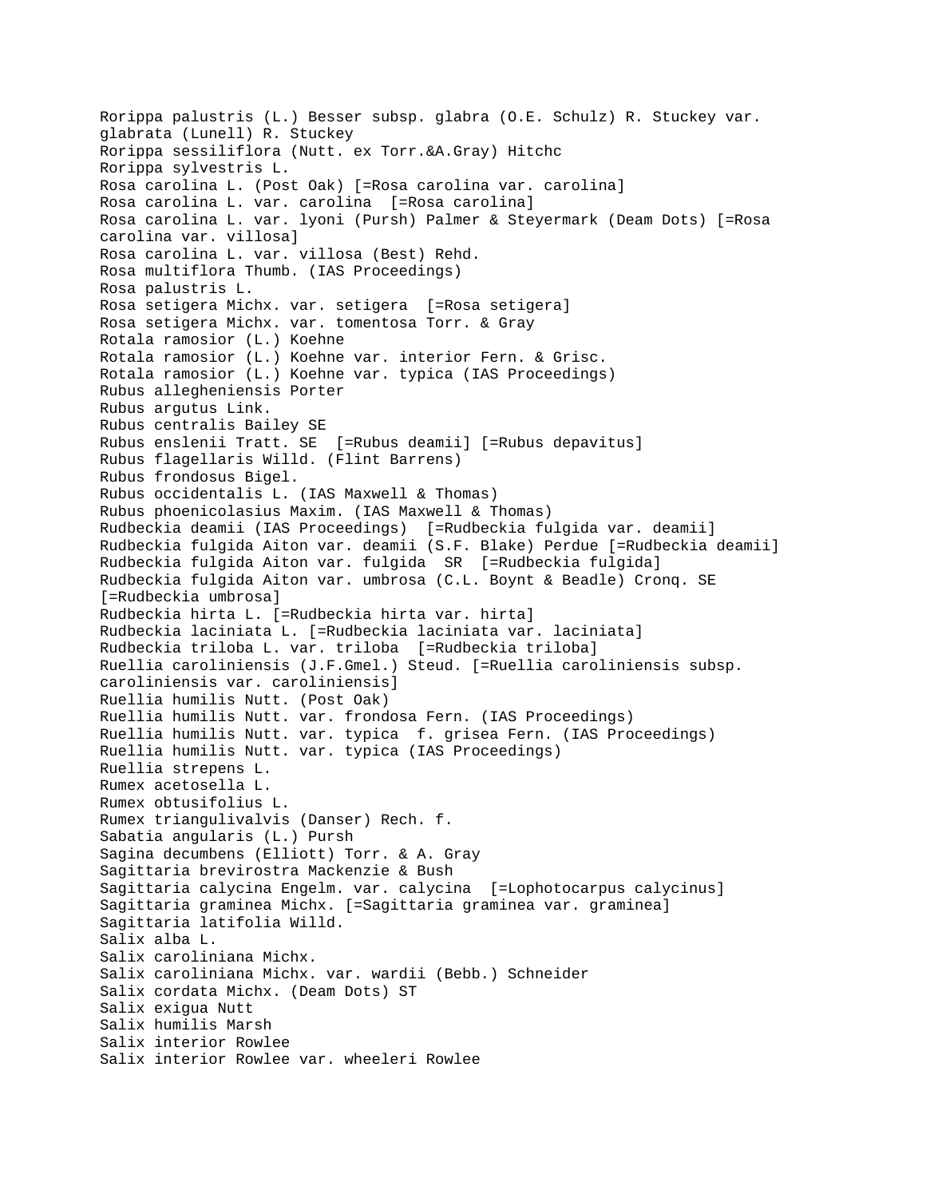Rorippa palustris (L.) Besser subsp. glabra (O.E. Schulz) R. Stuckey var. glabrata (Lunell) R. Stuckey
Rorippa sessiliflora (Nutt. ex Torr.&A.Gray) Hitchc
Rorippa sylvestris L.
Rosa carolina L. (Post Oak) [=Rosa carolina var. carolina]
Rosa carolina L. var. carolina  [=Rosa carolina]
Rosa carolina L. var. lyoni (Pursh) Palmer & Steyermark (Deam Dots) [=Rosa carolina var. villosa]
Rosa carolina L. var. villosa (Best) Rehd.
Rosa multiflora Thumb. (IAS Proceedings)
Rosa palustris L.
Rosa setigera Michx. var. setigera  [=Rosa setigera]
Rosa setigera Michx. var. tomentosa Torr. & Gray
Rotala ramosior (L.) Koehne
Rotala ramosior (L.) Koehne var. interior Fern. & Grisc.
Rotala ramosior (L.) Koehne var. typica (IAS Proceedings)
Rubus allegheniensis Porter
Rubus argutus Link.
Rubus centralis Bailey SE
Rubus enslenii Tratt. SE  [=Rubus deamii] [=Rubus depavitus]
Rubus flagellaris Willd. (Flint Barrens)
Rubus frondosus Bigel.
Rubus occidentalis L. (IAS Maxwell & Thomas)
Rubus phoenicolasius Maxim. (IAS Maxwell & Thomas)
Rudbeckia deamii (IAS Proceedings)  [=Rudbeckia fulgida var. deamii]
Rudbeckia fulgida Aiton var. deamii (S.F. Blake) Perdue [=Rudbeckia deamii]
Rudbeckia fulgida Aiton var. fulgida  SR  [=Rudbeckia fulgida]
Rudbeckia fulgida Aiton var. umbrosa (C.L. Boynt & Beadle) Cronq. SE [=Rudbeckia umbrosa]
Rudbeckia hirta L. [=Rudbeckia hirta var. hirta]
Rudbeckia laciniata L. [=Rudbeckia laciniata var. laciniata]
Rudbeckia triloba L. var. triloba  [=Rudbeckia triloba]
Ruellia caroliniensis (J.F.Gmel.) Steud. [=Ruellia caroliniensis subsp. caroliniensis var. caroliniensis]
Ruellia humilis Nutt. (Post Oak)
Ruellia humilis Nutt. var. frondosa Fern. (IAS Proceedings)
Ruellia humilis Nutt. var. typica  f. grisea Fern. (IAS Proceedings)
Ruellia humilis Nutt. var. typica (IAS Proceedings)
Ruellia strepens L.
Rumex acetosella L.
Rumex obtusifolius L.
Rumex triangulivalvis (Danser) Rech. f.
Sabatia angularis (L.) Pursh
Sagina decumbens (Elliott) Torr. & A. Gray
Sagittaria brevirostra Mackenzie & Bush
Sagittaria calycina Engelm. var. calycina  [=Lophotocarpus calycinus]
Sagittaria graminea Michx. [=Sagittaria graminea var. graminea]
Sagittaria latifolia Willd.
Salix alba L.
Salix caroliniana Michx.
Salix caroliniana Michx. var. wardii (Bebb.) Schneider
Salix cordata Michx. (Deam Dots) ST
Salix exigua Nutt
Salix humilis Marsh
Salix interior Rowlee
Salix interior Rowlee var. wheeleri Rowlee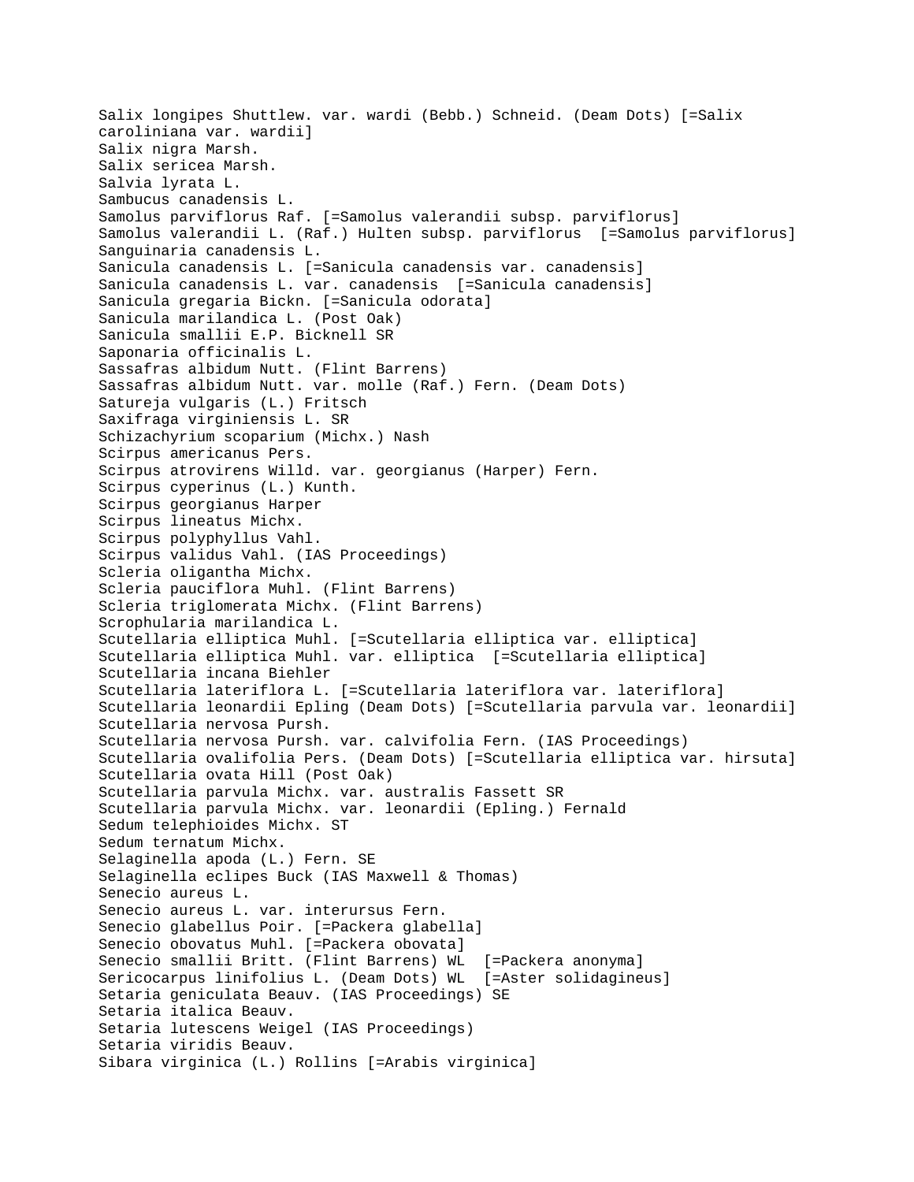Salix longipes Shuttlew. var. wardi (Bebb.) Schneid. (Deam Dots) [=Salix caroliniana var. wardii]
Salix nigra Marsh.
Salix sericea Marsh.
Salvia lyrata L.
Sambucus canadensis L.
Samolus parviflorus Raf. [=Samolus valerandii subsp. parviflorus]
Samolus valerandii L. (Raf.) Hulten subsp. parviflorus [=Samolus parviflorus]
Sanguinaria canadensis L.
Sanicula canadensis L. [=Sanicula canadensis var. canadensis]
Sanicula canadensis L. var. canadensis [=Sanicula canadensis]
Sanicula gregaria Bickn. [=Sanicula odorata]
Sanicula marilandica L. (Post Oak)
Sanicula smallii E.P. Bicknell SR
Saponaria officinalis L.
Sassafras albidum Nutt. (Flint Barrens)
Sassafras albidum Nutt. var. molle (Raf.) Fern. (Deam Dots)
Satureja vulgaris (L.) Fritsch
Saxifraga virginiensis L. SR
Schizachyrium scoparium (Michx.) Nash
Scirpus americanus Pers.
Scirpus atrovirens Willd. var. georgianus (Harper) Fern.
Scirpus cyperinus (L.) Kunth.
Scirpus georgianus Harper
Scirpus lineatus Michx.
Scirpus polyphyllus Vahl.
Scirpus validus Vahl. (IAS Proceedings)
Scleria oligantha Michx.
Scleria pauciflora Muhl. (Flint Barrens)
Scleria triglomerata Michx. (Flint Barrens)
Scrophularia marilandica L.
Scutellaria elliptica Muhl. [=Scutellaria elliptica var. elliptica]
Scutellaria elliptica Muhl. var. elliptica [=Scutellaria elliptica]
Scutellaria incana Biehler
Scutellaria lateriflora L. [=Scutellaria lateriflora var. lateriflora]
Scutellaria leonardii Epling (Deam Dots) [=Scutellaria parvula var. leonardii]
Scutellaria nervosa Pursh.
Scutellaria nervosa Pursh. var. calvifolia Fern. (IAS Proceedings)
Scutellaria ovalifolia Pers. (Deam Dots) [=Scutellaria elliptica var. hirsuta]
Scutellaria ovata Hill (Post Oak)
Scutellaria parvula Michx. var. australis Fassett SR
Scutellaria parvula Michx. var. leonardii (Epling.) Fernald
Sedum telephioides Michx. ST
Sedum ternatum Michx.
Selaginella apoda (L.) Fern. SE
Selaginella eclipes Buck (IAS Maxwell & Thomas)
Senecio aureus L.
Senecio aureus L. var. interursus Fern.
Senecio glabellus Poir. [=Packera glabella]
Senecio obovatus Muhl. [=Packera obovata]
Senecio smallii Britt. (Flint Barrens) WL [=Packera anonyma]
Sericocarpus linifolius L. (Deam Dots) WL [=Aster solidagineus]
Setaria geniculata Beauv. (IAS Proceedings) SE
Setaria italica Beauv.
Setaria lutescens Weigel (IAS Proceedings)
Setaria viridis Beauv.
Sibara virginica (L.) Rollins [=Arabis virginica]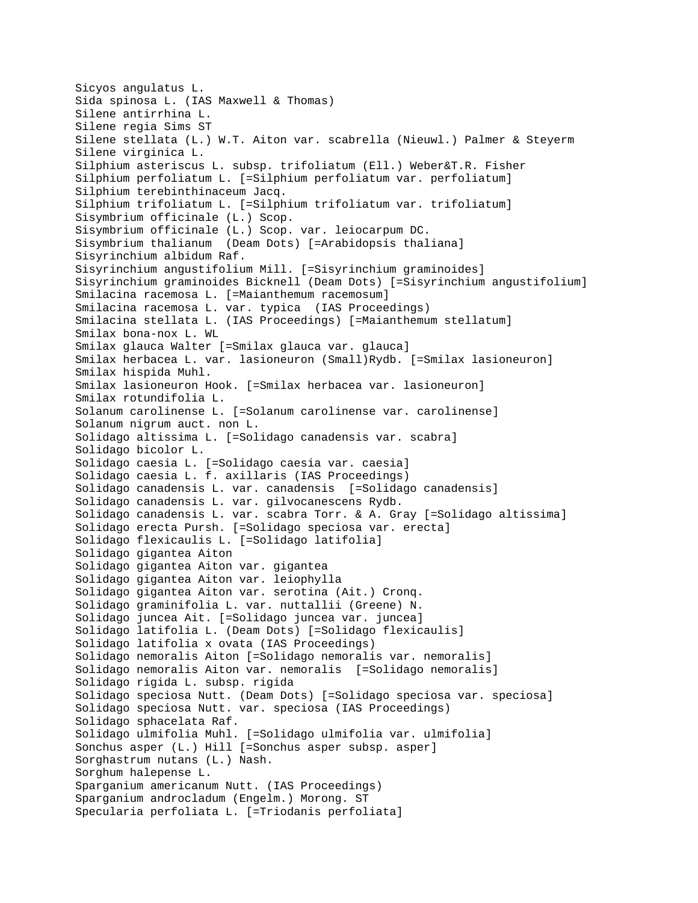Sicyos angulatus L.
Sida spinosa L. (IAS Maxwell & Thomas)
Silene antirrhina L.
Silene regia Sims ST
Silene stellata (L.) W.T. Aiton var. scabrella (Nieuwl.) Palmer & Steyerm
Silene virginica L.
Silphium asteriscus L. subsp. trifoliatum (Ell.) Weber&T.R. Fisher
Silphium perfoliatum L. [=Silphium perfoliatum var. perfoliatum]
Silphium terebinthinaceum Jacq.
Silphium trifoliatum L. [=Silphium trifoliatum var. trifoliatum]
Sisymbrium officinale (L.) Scop.
Sisymbrium officinale (L.) Scop. var. leiocarpum DC.
Sisymbrium thalianum  (Deam Dots) [=Arabidopsis thaliana]
Sisyrinchium albidum Raf.
Sisyrinchium angustifolium Mill. [=Sisyrinchium graminoides]
Sisyrinchium graminoides Bicknell (Deam Dots) [=Sisyrinchium angustifolium]
Smilacina racemosa L. [=Maianthemum racemosum]
Smilacina racemosa L. var. typica  (IAS Proceedings)
Smilacina stellata L. (IAS Proceedings) [=Maianthemum stellatum]
Smilax bona-nox L. WL
Smilax glauca Walter [=Smilax glauca var. glauca]
Smilax herbacea L. var. lasioneuron (Small)Rydb. [=Smilax lasioneuron]
Smilax hispida Muhl.
Smilax lasioneuron Hook. [=Smilax herbacea var. lasioneuron]
Smilax rotundifolia L.
Solanum carolinense L. [=Solanum carolinense var. carolinense]
Solanum nigrum auct. non L.
Solidago altissima L. [=Solidago canadensis var. scabra]
Solidago bicolor L.
Solidago caesia L. [=Solidago caesia var. caesia]
Solidago caesia L. f. axillaris (IAS Proceedings)
Solidago canadensis L. var. canadensis  [=Solidago canadensis]
Solidago canadensis L. var. gilvocanescens Rydb.
Solidago canadensis L. var. scabra Torr. & A. Gray [=Solidago altissima]
Solidago erecta Pursh. [=Solidago speciosa var. erecta]
Solidago flexicaulis L. [=Solidago latifolia]
Solidago gigantea Aiton
Solidago gigantea Aiton var. gigantea
Solidago gigantea Aiton var. leiophylla
Solidago gigantea Aiton var. serotina (Ait.) Cronq.
Solidago graminifolia L. var. nuttallii (Greene) N.
Solidago juncea Ait. [=Solidago juncea var. juncea]
Solidago latifolia L. (Deam Dots) [=Solidago flexicaulis]
Solidago latifolia x ovata (IAS Proceedings)
Solidago nemoralis Aiton [=Solidago nemoralis var. nemoralis]
Solidago nemoralis Aiton var. nemoralis  [=Solidago nemoralis]
Solidago rigida L. subsp. rigida
Solidago speciosa Nutt. (Deam Dots) [=Solidago speciosa var. speciosa]
Solidago speciosa Nutt. var. speciosa (IAS Proceedings)
Solidago sphacelata Raf.
Solidago ulmifolia Muhl. [=Solidago ulmifolia var. ulmifolia]
Sonchus asper (L.) Hill [=Sonchus asper subsp. asper]
Sorghastrum nutans (L.) Nash.
Sorghum halepense L.
Sparganium americanum Nutt. (IAS Proceedings)
Sparganium androcladum (Engelm.) Morong. ST
Specularia perfoliata L. [=Triodanis perfoliata]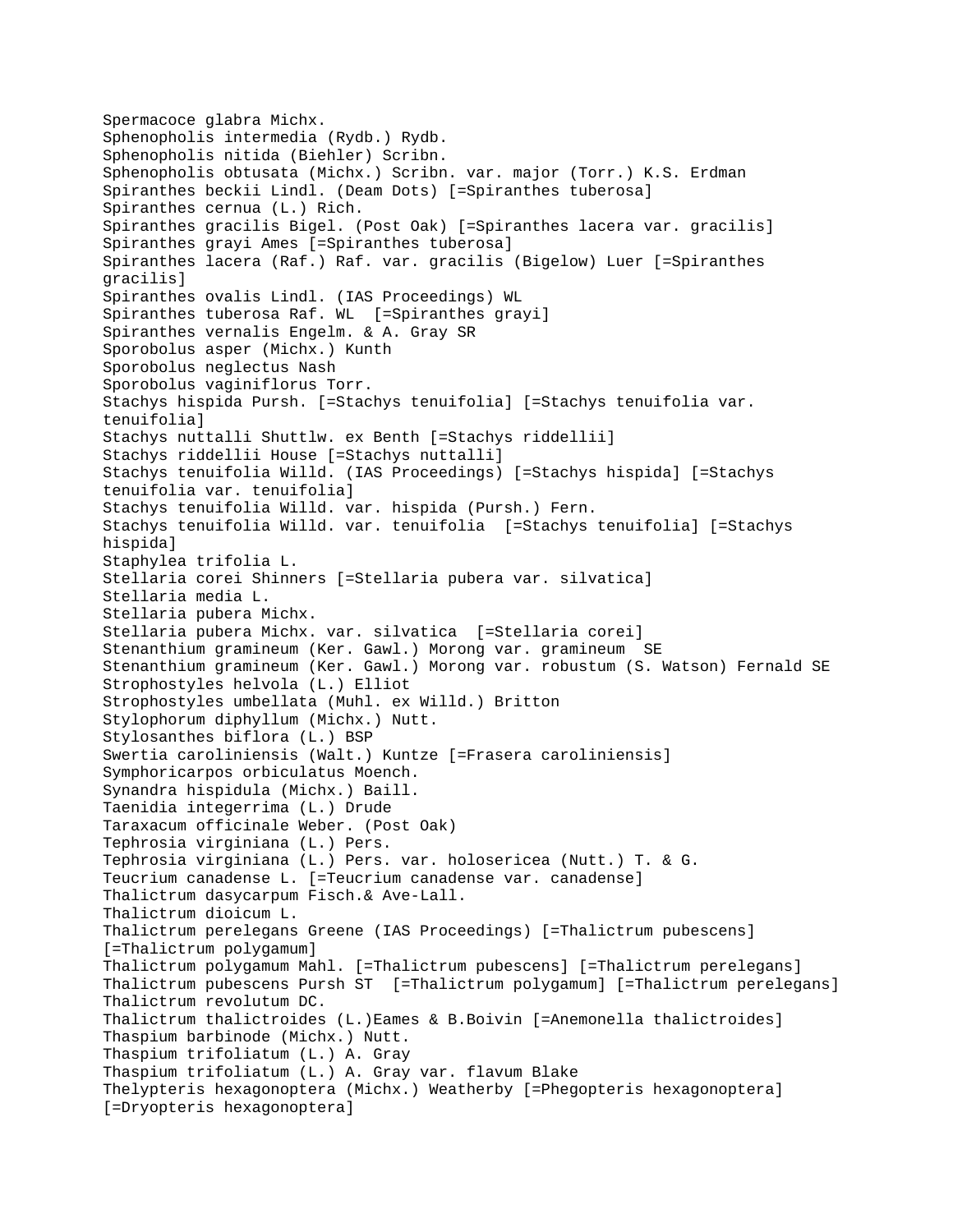Spermacoce glabra Michx.
Sphenopholis intermedia (Rydb.) Rydb.
Sphenopholis nitida (Biehler) Scribn.
Sphenopholis obtusata (Michx.) Scribn. var. major (Torr.) K.S. Erdman
Spiranthes beckii Lindl. (Deam Dots) [=Spiranthes tuberosa]
Spiranthes cernua (L.) Rich.
Spiranthes gracilis Bigel. (Post Oak) [=Spiranthes lacera var. gracilis]
Spiranthes grayi Ames [=Spiranthes tuberosa]
Spiranthes lacera (Raf.) Raf. var. gracilis (Bigelow) Luer [=Spiranthes gracilis]
Spiranthes ovalis Lindl. (IAS Proceedings) WL
Spiranthes tuberosa Raf. WL [=Spiranthes grayi]
Spiranthes vernalis Engelm. & A. Gray SR
Sporobolus asper (Michx.) Kunth
Sporobolus neglectus Nash
Sporobolus vaginiflorus Torr.
Stachys hispida Pursh. [=Stachys tenuifolia] [=Stachys tenuifolia var. tenuifolia]
Stachys nuttalli Shuttlw. ex Benth [=Stachys riddellii]
Stachys riddellii House [=Stachys nuttalli]
Stachys tenuifolia Willd. (IAS Proceedings) [=Stachys hispida] [=Stachys tenuifolia var. tenuifolia]
Stachys tenuifolia Willd. var. hispida (Pursh.) Fern.
Stachys tenuifolia Willd. var. tenuifolia [=Stachys tenuifolia] [=Stachys hispida]
Staphylea trifolia L.
Stellaria corei Shinners [=Stellaria pubera var. silvatica]
Stellaria media L.
Stellaria pubera Michx.
Stellaria pubera Michx. var. silvatica [=Stellaria corei]
Stenanthium gramineum (Ker. Gawl.) Morong var. gramineum SE
Stenanthium gramineum (Ker. Gawl.) Morong var. robustum (S. Watson) Fernald SE
Strophostyles helvola (L.) Elliot
Strophostyles umbellata (Muhl. ex Willd.) Britton
Stylophorum diphyllum (Michx.) Nutt.
Stylosanthes biflora (L.) BSP
Swertia caroliniensis (Walt.) Kuntze [=Frasera caroliniensis]
Symphoricarpos orbiculatus Moench.
Synandra hispidula (Michx.) Baill.
Taenidia integerrima (L.) Drude
Taraxacum officinale Weber. (Post Oak)
Tephrosia virginiana (L.) Pers.
Tephrosia virginiana (L.) Pers. var. holosericea (Nutt.) T. & G.
Teucrium canadense L. [=Teucrium canadense var. canadense]
Thalictrum dasycarpum Fisch.& Ave-Lall.
Thalictrum dioicum L.
Thalictrum perelegans Greene (IAS Proceedings) [=Thalictrum pubescens] [=Thalictrum polygamum]
Thalictrum polygamum Mahl. [=Thalictrum pubescens] [=Thalictrum perelegans]
Thalictrum pubescens Pursh ST [=Thalictrum polygamum] [=Thalictrum perelegans]
Thalictrum revolutum DC.
Thalictrum thalictroides (L.)Eames & B.Boivin [=Anemonella thalictroides]
Thaspium barbinode (Michx.) Nutt.
Thaspium trifoliatum (L.) A. Gray
Thaspium trifoliatum (L.) A. Gray var. flavum Blake
Thelypteris hexagonoptera (Michx.) Weatherby [=Phegopteris hexagonoptera] [=Dryopteris hexagonoptera]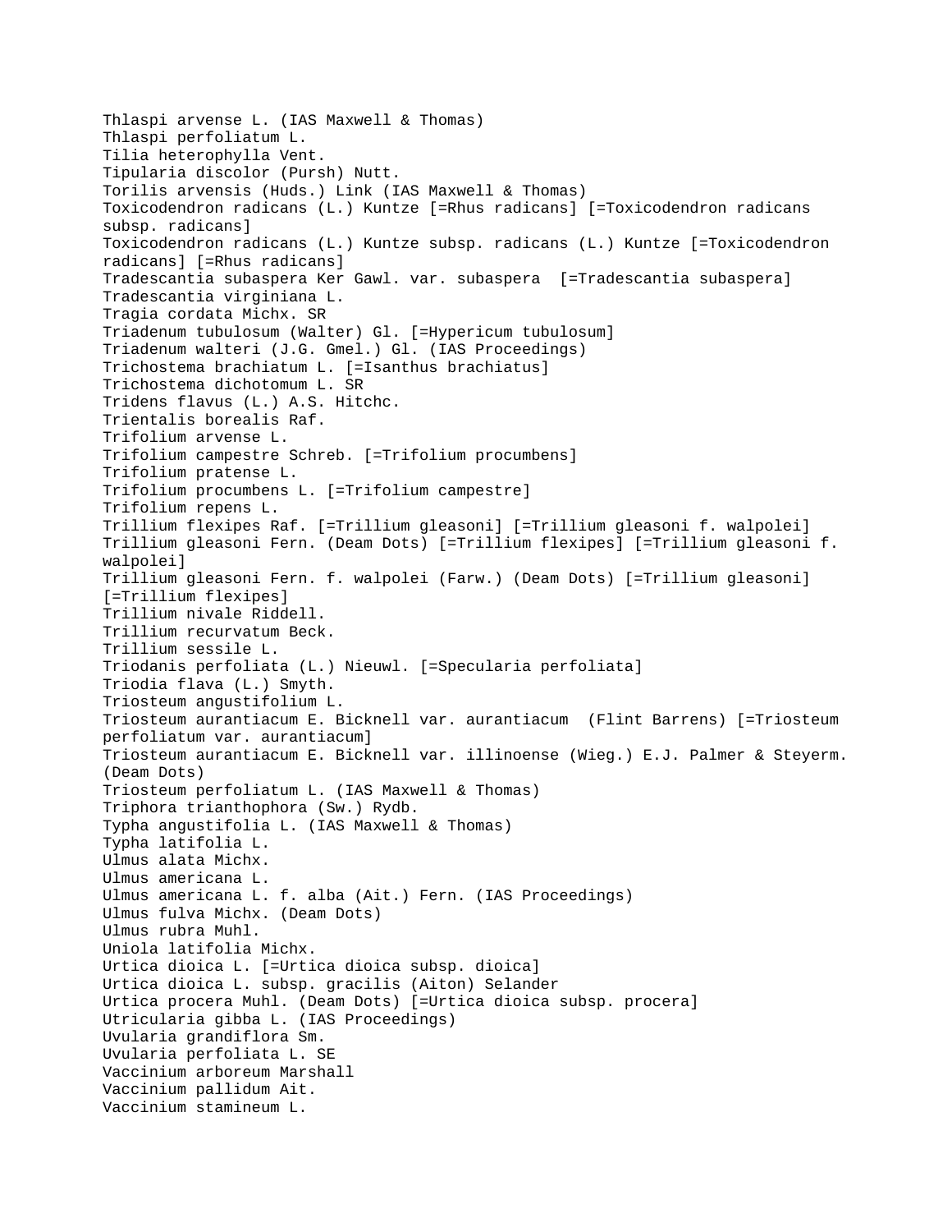Thlaspi arvense L. (IAS Maxwell & Thomas)
Thlaspi perfoliatum L.
Tilia heterophylla Vent.
Tipularia discolor (Pursh) Nutt.
Torilis arvensis (Huds.) Link (IAS Maxwell & Thomas)
Toxicodendron radicans (L.) Kuntze [=Rhus radicans] [=Toxicodendron radicans subsp. radicans]
Toxicodendron radicans (L.) Kuntze subsp. radicans (L.) Kuntze [=Toxicodendron radicans] [=Rhus radicans]
Tradescantia subaspera Ker Gawl. var. subaspera  [=Tradescantia subaspera]
Tradescantia virginiana L.
Tragia cordata Michx. SR
Triadenum tubulosum (Walter) Gl. [=Hypericum tubulosum]
Triadenum walteri (J.G. Gmel.) Gl. (IAS Proceedings)
Trichostema brachiatum L. [=Isanthus brachiatus]
Trichostema dichotomum L. SR
Tridens flavus (L.) A.S. Hitchc.
Trientalis borealis Raf.
Trifolium arvense L.
Trifolium campestre Schreb. [=Trifolium procumbens]
Trifolium pratense L.
Trifolium procumbens L. [=Trifolium campestre]
Trifolium repens L.
Trillium flexipes Raf. [=Trillium gleasoni] [=Trillium gleasoni f. walpolei]
Trillium gleasoni Fern. (Deam Dots) [=Trillium flexipes] [=Trillium gleasoni f. walpolei]
Trillium gleasoni Fern. f. walpolei (Farw.) (Deam Dots) [=Trillium gleasoni] [=Trillium flexipes]
Trillium nivale Riddell.
Trillium recurvatum Beck.
Trillium sessile L.
Triodanis perfoliata (L.) Nieuwl. [=Specularia perfoliata]
Triodia flava (L.) Smyth.
Triosteum angustifolium L.
Triosteum aurantiacum E. Bicknell var. aurantiacum  (Flint Barrens) [=Triosteum perfoliatum var. aurantiacum]
Triosteum aurantiacum E. Bicknell var. illinoense (Wieg.) E.J. Palmer & Steyerm. (Deam Dots)
Triosteum perfoliatum L. (IAS Maxwell & Thomas)
Triphora trianthophora (Sw.) Rydb.
Typha angustifolia L. (IAS Maxwell & Thomas)
Typha latifolia L.
Ulmus alata Michx.
Ulmus americana L.
Ulmus americana L. f. alba (Ait.) Fern. (IAS Proceedings)
Ulmus fulva Michx. (Deam Dots)
Ulmus rubra Muhl.
Uniola latifolia Michx.
Urtica dioica L. [=Urtica dioica subsp. dioica]
Urtica dioica L. subsp. gracilis (Aiton) Selander
Urtica procera Muhl. (Deam Dots) [=Urtica dioica subsp. procera]
Utricularia gibba L. (IAS Proceedings)
Uvularia grandiflora Sm.
Uvularia perfoliata L. SE
Vaccinium arboreum Marshall
Vaccinium pallidum Ait.
Vaccinium stamineum L.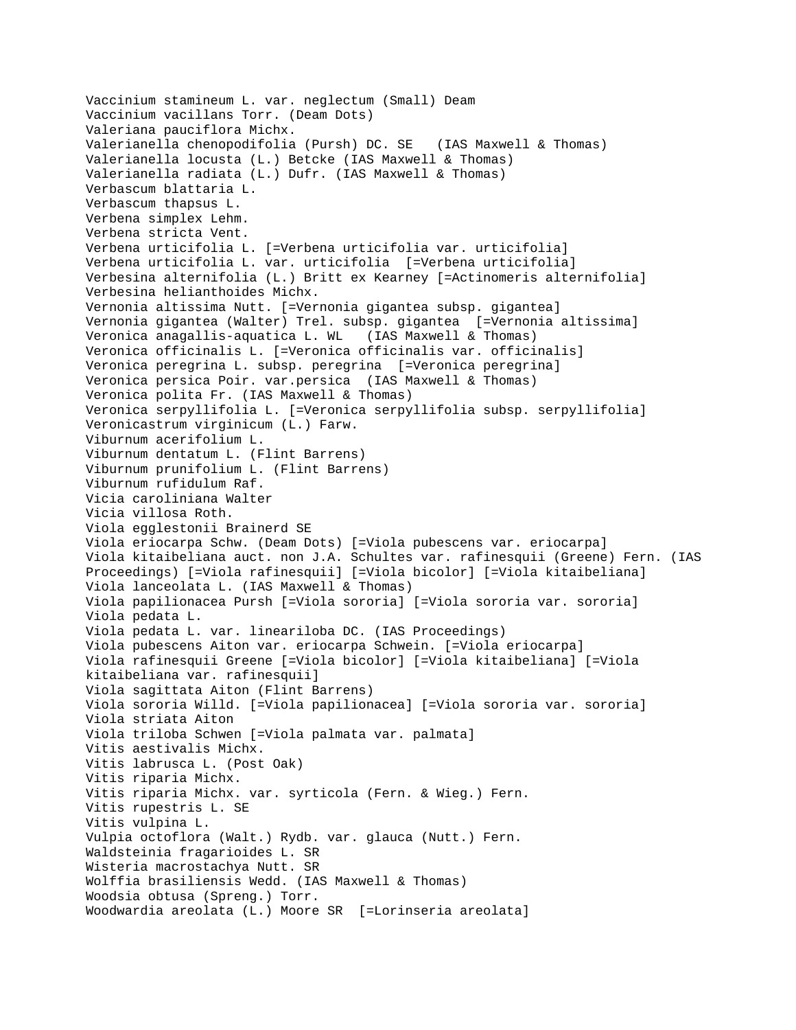Vaccinium stamineum L. var. neglectum (Small) Deam
Vaccinium vacillans Torr. (Deam Dots)
Valeriana pauciflora Michx.
Valerianella chenopodifolia (Pursh) DC. SE (IAS Maxwell & Thomas)
Valerianella locusta (L.) Betcke (IAS Maxwell & Thomas)
Valerianella radiata (L.) Dufr. (IAS Maxwell & Thomas)
Verbascum blattaria L.
Verbascum thapsus L.
Verbena simplex Lehm.
Verbena stricta Vent.
Verbena urticifolia L. [=Verbena urticifolia var. urticifolia]
Verbena urticifolia L. var. urticifolia [=Verbena urticifolia]
Verbesina alternifolia (L.) Britt ex Kearney [=Actinomeris alternifolia]
Verbesina helianthoides Michx.
Vernonia altissima Nutt. [=Vernonia gigantea subsp. gigantea]
Vernonia gigantea (Walter) Trel. subsp. gigantea [=Vernonia altissima]
Veronica anagallis-aquatica L. WL (IAS Maxwell & Thomas)
Veronica officinalis L. [=Veronica officinalis var. officinalis]
Veronica peregrina L. subsp. peregrina [=Veronica peregrina]
Veronica persica Poir. var.persica (IAS Maxwell & Thomas)
Veronica polita Fr. (IAS Maxwell & Thomas)
Veronica serpyllifolia L. [=Veronica serpyllifolia subsp. serpyllifolia]
Veronicastrum virginicum (L.) Farw.
Viburnum acerifolium L.
Viburnum dentatum L. (Flint Barrens)
Viburnum prunifolium L. (Flint Barrens)
Viburnum rufidulum Raf.
Vicia caroliniana Walter
Vicia villosa Roth.
Viola egglestonii Brainerd SE
Viola eriocarpa Schw. (Deam Dots) [=Viola pubescens var. eriocarpa]
Viola kitaibeliana auct. non J.A. Schultes var. rafinesquii (Greene) Fern. (IAS Proceedings) [=Viola rafinesquii] [=Viola bicolor] [=Viola kitaibeliana]
Viola lanceolata L. (IAS Maxwell & Thomas)
Viola papilionacea Pursh [=Viola sororia] [=Viola sororia var. sororia]
Viola pedata L.
Viola pedata L. var. lineariloba DC. (IAS Proceedings)
Viola pubescens Aiton var. eriocarpa Schwein. [=Viola eriocarpa]
Viola rafinesquii Greene [=Viola bicolor] [=Viola kitaibeliana] [=Viola kitaibeliana var. rafinesquii]
Viola sagittata Aiton (Flint Barrens)
Viola sororia Willd. [=Viola papilionacea] [=Viola sororia var. sororia]
Viola striata Aiton
Viola triloba Schwen [=Viola palmata var. palmata]
Vitis aestivalis Michx.
Vitis labrusca L. (Post Oak)
Vitis riparia Michx.
Vitis riparia Michx. var. syrticola (Fern. & Wieg.) Fern.
Vitis rupestris L. SE
Vitis vulpina L.
Vulpia octoflora (Walt.) Rydb. var. glauca (Nutt.) Fern.
Waldsteinia fragarioides L. SR
Wisteria macrostachya Nutt. SR
Wolffia brasiliensis Wedd. (IAS Maxwell & Thomas)
Woodsia obtusa (Spreng.) Torr.
Woodwardia areolata (L.) Moore SR [=Lorinseria areolata]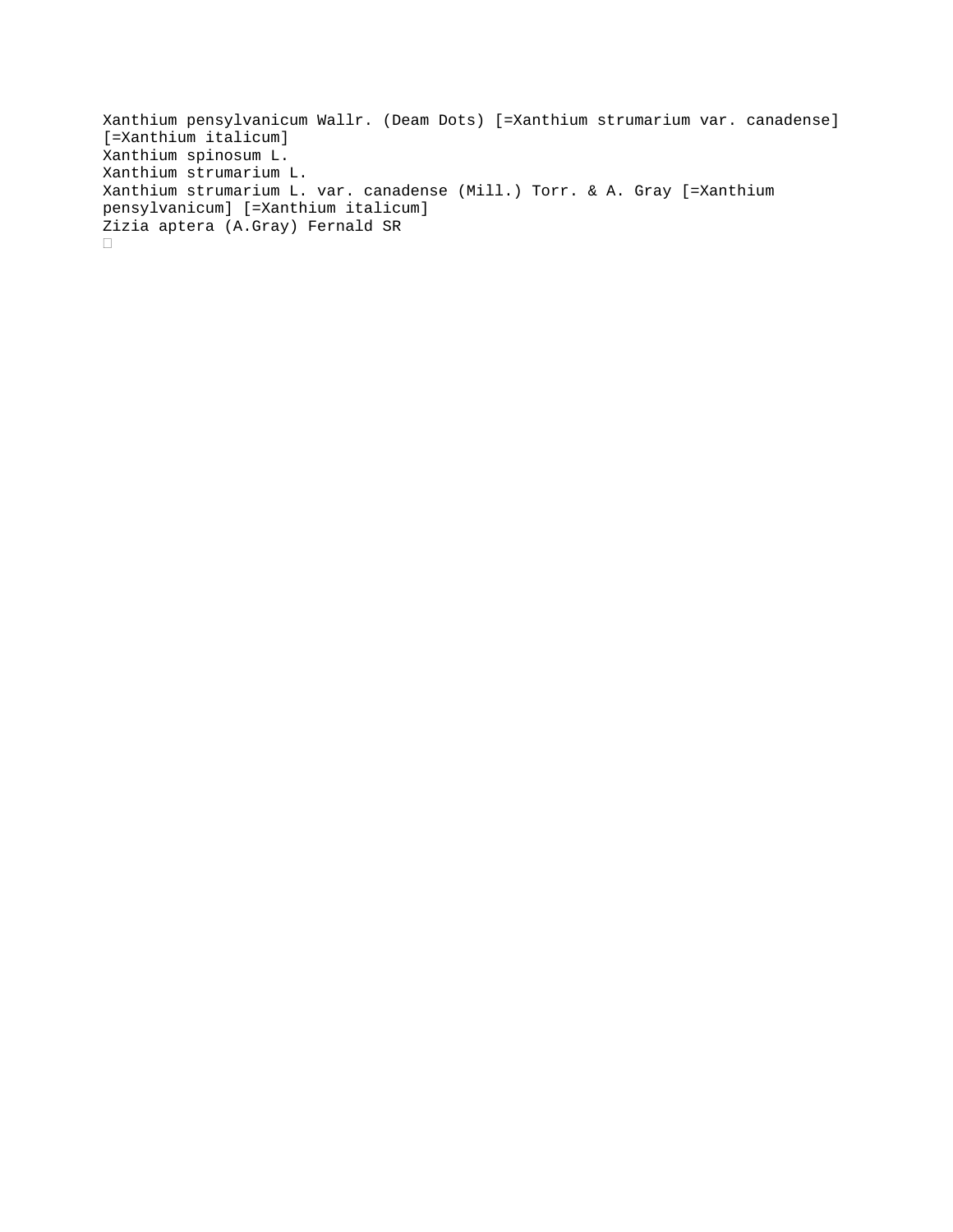Xanthium pensylvanicum Wallr. (Deam Dots) [=Xanthium strumarium var. canadense] [=Xanthium italicum]
Xanthium spinosum L.
Xanthium strumarium L.
Xanthium strumarium L. var. canadense (Mill.) Torr. & A. Gray [=Xanthium pensylvanicum] [=Xanthium italicum]
Zizia aptera (A.Gray) Fernald SR